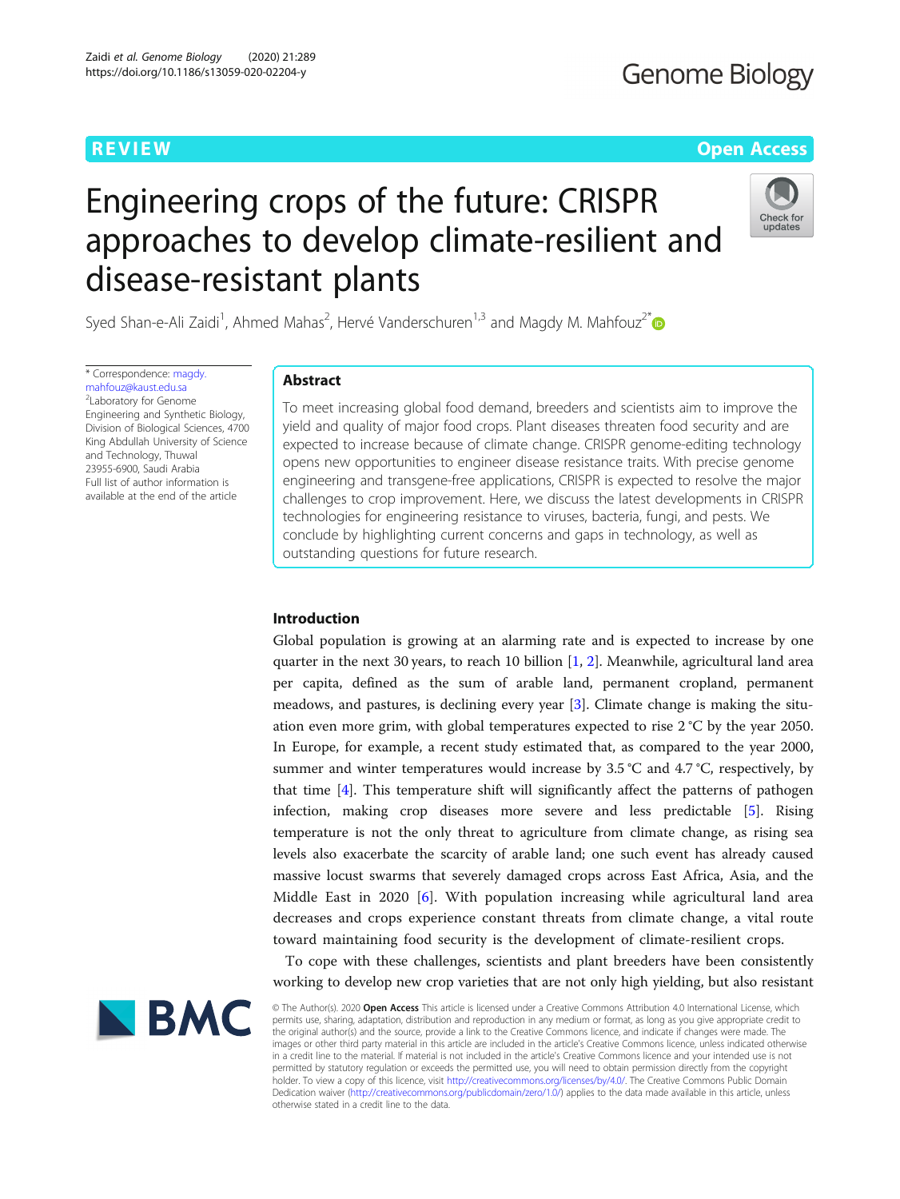REVIEW

Open Access

# Engineering crops of the future: CRISPR approaches to develop climate-resilient and disease-resistant plants

Syed Shan-e-Ali Zaidi[1], Ahmed Mahas[2], Hervé Vanderschuren[1,3] and Magdy M. Mahfouz[2*]

\* Correspondence: magdy.mahfouz@kaust.edu.sa
[2]Laboratory for Genome Engineering and Synthetic Biology, Division of Biological Sciences, 4700 King Abdullah University of Science and Technology, Thuwal 23955-6900, Saudi Arabia
Full list of author information is available at the end of the article

## Abstract

To meet increasing global food demand, breeders and scientists aim to improve the yield and quality of major food crops. Plant diseases threaten food security and are expected to increase because of climate change. CRISPR genome-editing technology opens new opportunities to engineer disease resistance traits. With precise genome engineering and transgene-free applications, CRISPR is expected to resolve the major challenges to crop improvement. Here, we discuss the latest developments in CRISPR technologies for engineering resistance to viruses, bacteria, fungi, and pests. We conclude by highlighting current concerns and gaps in technology, as well as outstanding questions for future research.

## Introduction

Global population is growing at an alarming rate and is expected to increase by one quarter in the next 30 years, to reach 10 billion [1, 2]. Meanwhile, agricultural land area per capita, defined as the sum of arable land, permanent cropland, permanent meadows, and pastures, is declining every year [3]. Climate change is making the situation even more grim, with global temperatures expected to rise 2 °C by the year 2050. In Europe, for example, a recent study estimated that, as compared to the year 2000, summer and winter temperatures would increase by 3.5 °C and 4.7 °C, respectively, by that time [4]. This temperature shift will significantly affect the patterns of pathogen infection, making crop diseases more severe and less predictable [5]. Rising temperature is not the only threat to agriculture from climate change, as rising sea levels also exacerbate the scarcity of arable land; one such event has already caused massive locust swarms that severely damaged crops across East Africa, Asia, and the Middle East in 2020 [6]. With population increasing while agricultural land area decreases and crops experience constant threats from climate change, a vital route toward maintaining food security is the development of climate-resilient crops.

To cope with these challenges, scientists and plant breeders have been consistently working to develop new crop varieties that are not only high yielding, but also resistant

© The Author(s). 2020 **Open Access** This article is licensed under a Creative Commons Attribution 4.0 International License, which permits use, sharing, adaptation, distribution and reproduction in any medium or format, as long as you give appropriate credit to the original author(s) and the source, provide a link to the Creative Commons licence, and indicate if changes were made. The images or other third party material in this article are included in the article's Creative Commons licence, unless indicated otherwise in a credit line to the material. If material is not included in the article's Creative Commons licence and your intended use is not permitted by statutory regulation or exceeds the permitted use, you will need to obtain permission directly from the copyright holder. To view a copy of this licence, visit http://creativecommons.org/licenses/by/4.0/. The Creative Commons Public Domain Dedication waiver (http://creativecommons.org/publicdomain/zero/1.0/) applies to the data made available in this article, unless otherwise stated in a credit line to the data.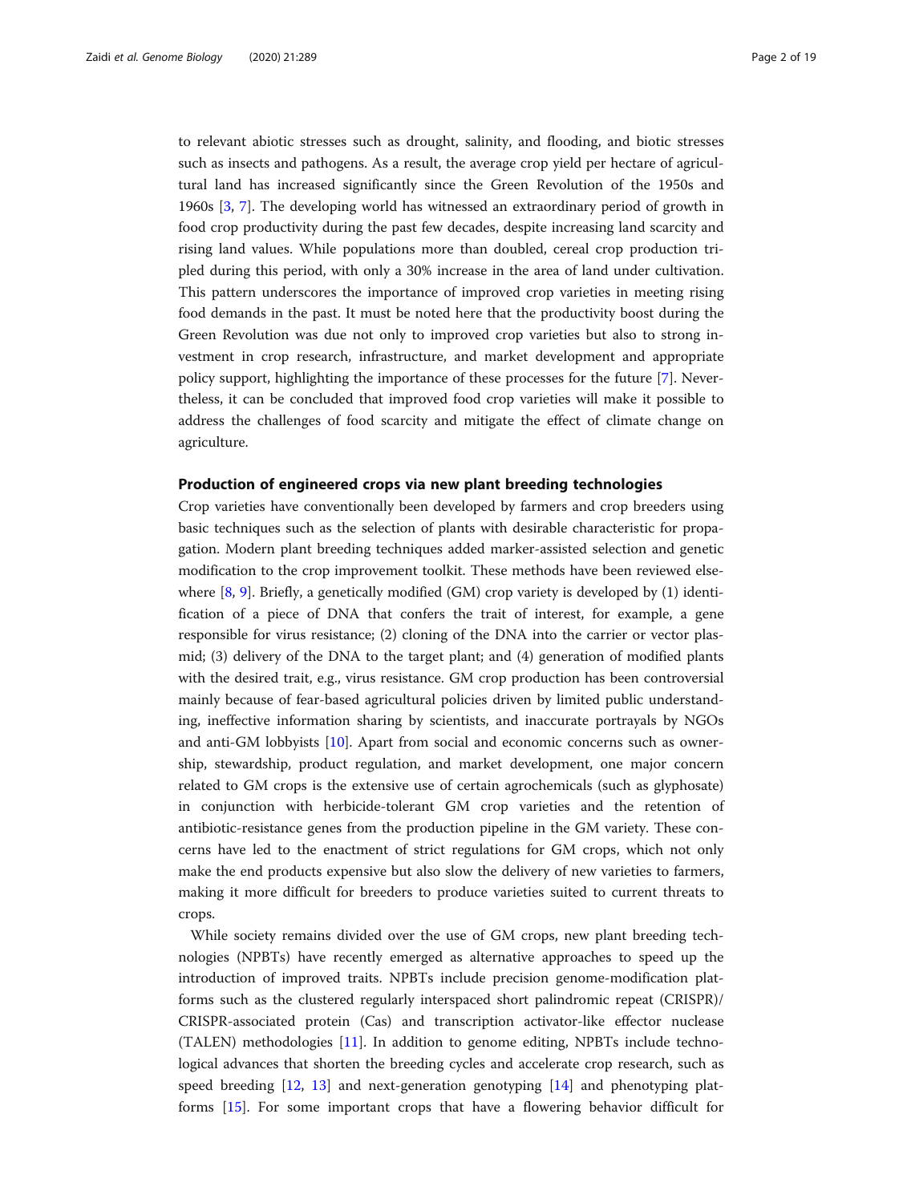to relevant abiotic stresses such as drought, salinity, and flooding, and biotic stresses such as insects and pathogens. As a result, the average crop yield per hectare of agricultural land has increased significantly since the Green Revolution of the 1950s and 1960s [3, 7]. The developing world has witnessed an extraordinary period of growth in food crop productivity during the past few decades, despite increasing land scarcity and rising land values. While populations more than doubled, cereal crop production tripled during this period, with only a 30% increase in the area of land under cultivation. This pattern underscores the importance of improved crop varieties in meeting rising food demands in the past. It must be noted here that the productivity boost during the Green Revolution was due not only to improved crop varieties but also to strong investment in crop research, infrastructure, and market development and appropriate policy support, highlighting the importance of these processes for the future [7]. Nevertheless, it can be concluded that improved food crop varieties will make it possible to address the challenges of food scarcity and mitigate the effect of climate change on agriculture.

## Production of engineered crops via new plant breeding technologies

Crop varieties have conventionally been developed by farmers and crop breeders using basic techniques such as the selection of plants with desirable characteristic for propagation. Modern plant breeding techniques added marker-assisted selection and genetic modification to the crop improvement toolkit. These methods have been reviewed elsewhere [8, 9]. Briefly, a genetically modified (GM) crop variety is developed by (1) identification of a piece of DNA that confers the trait of interest, for example, a gene responsible for virus resistance; (2) cloning of the DNA into the carrier or vector plasmid; (3) delivery of the DNA to the target plant; and (4) generation of modified plants with the desired trait, e.g., virus resistance. GM crop production has been controversial mainly because of fear-based agricultural policies driven by limited public understanding, ineffective information sharing by scientists, and inaccurate portrayals by NGOs and anti-GM lobbyists [10]. Apart from social and economic concerns such as ownership, stewardship, product regulation, and market development, one major concern related to GM crops is the extensive use of certain agrochemicals (such as glyphosate) in conjunction with herbicide-tolerant GM crop varieties and the retention of antibiotic-resistance genes from the production pipeline in the GM variety. These concerns have led to the enactment of strict regulations for GM crops, which not only make the end products expensive but also slow the delivery of new varieties to farmers, making it more difficult for breeders to produce varieties suited to current threats to crops.

While society remains divided over the use of GM crops, new plant breeding technologies (NPBTs) have recently emerged as alternative approaches to speed up the introduction of improved traits. NPBTs include precision genome-modification platforms such as the clustered regularly interspaced short palindromic repeat (CRISPR)/CRISPR-associated protein (Cas) and transcription activator-like effector nuclease (TALEN) methodologies [11]. In addition to genome editing, NPBTs include technological advances that shorten the breeding cycles and accelerate crop research, such as speed breeding [12, 13] and next-generation genotyping [14] and phenotyping platforms [15]. For some important crops that have a flowering behavior difficult for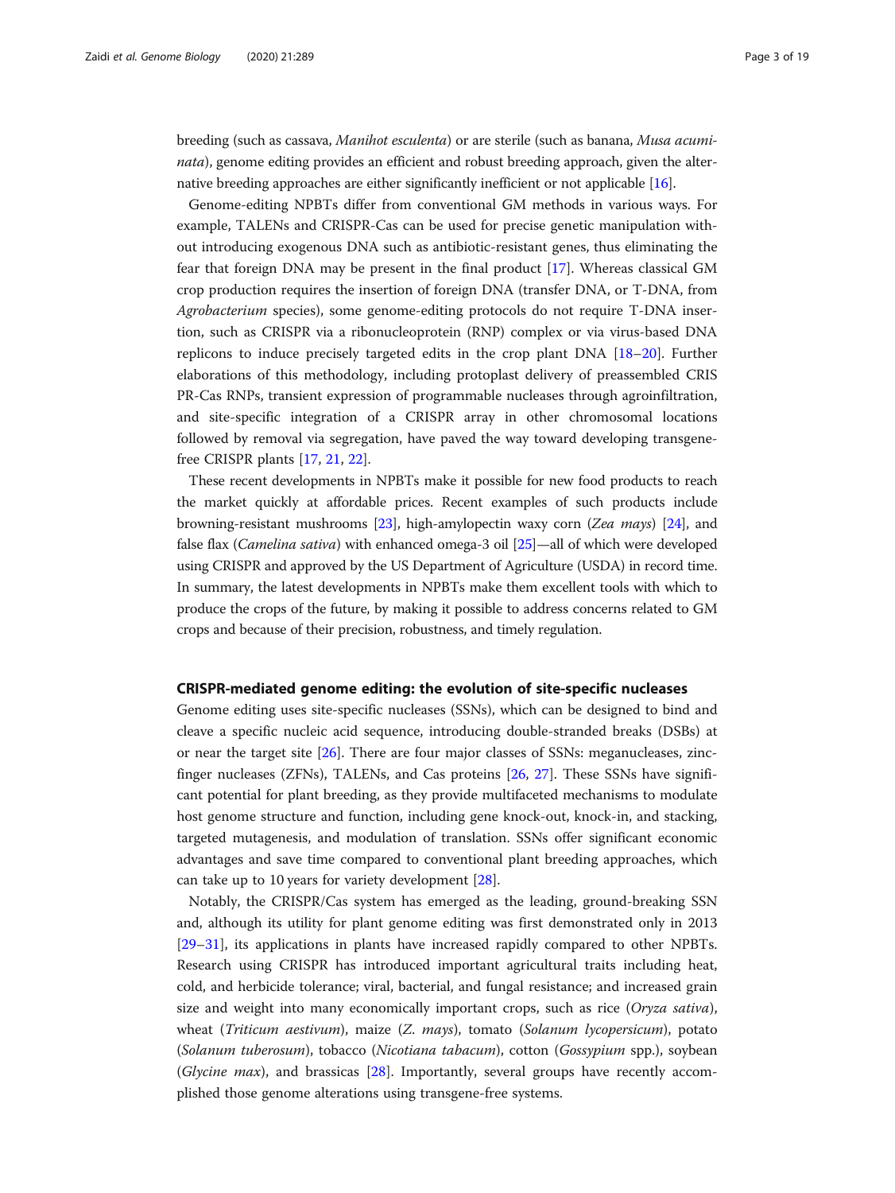breeding (such as cassava, *Manihot esculenta*) or are sterile (such as banana, *Musa acuminata*), genome editing provides an efficient and robust breeding approach, given the alternative breeding approaches are either significantly inefficient or not applicable [16].

Genome-editing NPBTs differ from conventional GM methods in various ways. For example, TALENs and CRISPR-Cas can be used for precise genetic manipulation without introducing exogenous DNA such as antibiotic-resistant genes, thus eliminating the fear that foreign DNA may be present in the final product [17]. Whereas classical GM crop production requires the insertion of foreign DNA (transfer DNA, or T-DNA, from *Agrobacterium* species), some genome-editing protocols do not require T-DNA insertion, such as CRISPR via a ribonucleoprotein (RNP) complex or via virus-based DNA replicons to induce precisely targeted edits in the crop plant DNA [18–20]. Further elaborations of this methodology, including protoplast delivery of preassembled CRISPR-Cas RNPs, transient expression of programmable nucleases through agroinfiltration, and site-specific integration of a CRISPR array in other chromosomal locations followed by removal via segregation, have paved the way toward developing transgene-free CRISPR plants [17, 21, 22].

These recent developments in NPBTs make it possible for new food products to reach the market quickly at affordable prices. Recent examples of such products include browning-resistant mushrooms [23], high-amylopectin waxy corn (*Zea mays*) [24], and false flax (*Camelina sativa*) with enhanced omega-3 oil [25]—all of which were developed using CRISPR and approved by the US Department of Agriculture (USDA) in record time. In summary, the latest developments in NPBTs make them excellent tools with which to produce the crops of the future, by making it possible to address concerns related to GM crops and because of their precision, robustness, and timely regulation.

## CRISPR-mediated genome editing: the evolution of site-specific nucleases

Genome editing uses site-specific nucleases (SSNs), which can be designed to bind and cleave a specific nucleic acid sequence, introducing double-stranded breaks (DSBs) at or near the target site [26]. There are four major classes of SSNs: meganucleases, zinc-finger nucleases (ZFNs), TALENs, and Cas proteins [26, 27]. These SSNs have significant potential for plant breeding, as they provide multifaceted mechanisms to modulate host genome structure and function, including gene knock-out, knock-in, and stacking, targeted mutagenesis, and modulation of translation. SSNs offer significant economic advantages and save time compared to conventional plant breeding approaches, which can take up to 10 years for variety development [28].

Notably, the CRISPR/Cas system has emerged as the leading, ground-breaking SSN and, although its utility for plant genome editing was first demonstrated only in 2013 [29–31], its applications in plants have increased rapidly compared to other NPBTs. Research using CRISPR has introduced important agricultural traits including heat, cold, and herbicide tolerance; viral, bacterial, and fungal resistance; and increased grain size and weight into many economically important crops, such as rice (*Oryza sativa*), wheat (*Triticum aestivum*), maize (*Z. mays*), tomato (*Solanum lycopersicum*), potato (*Solanum tuberosum*), tobacco (*Nicotiana tabacum*), cotton (*Gossypium* spp.), soybean (*Glycine max*), and brassicas [28]. Importantly, several groups have recently accomplished those genome alterations using transgene-free systems.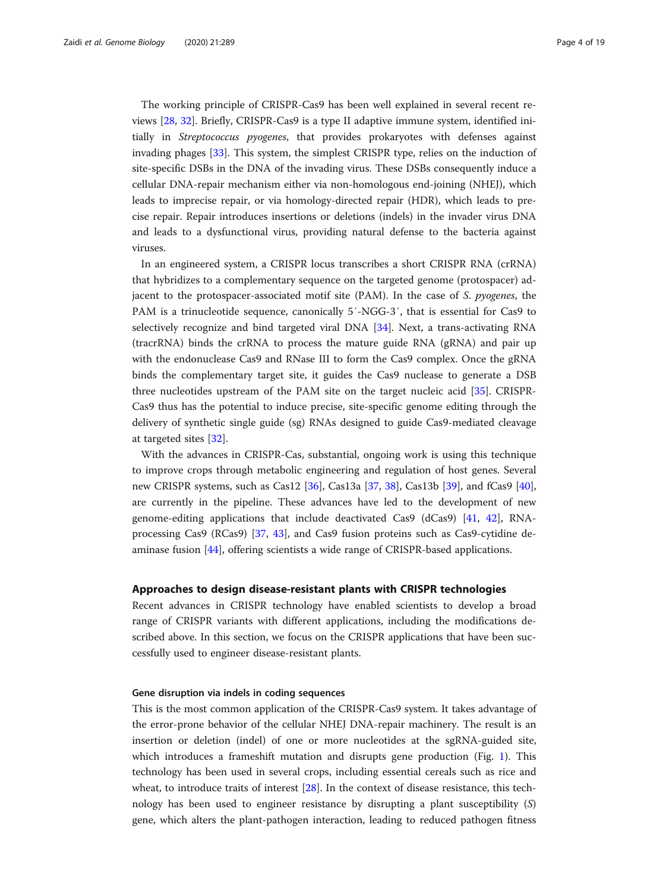The working principle of CRISPR-Cas9 has been well explained in several recent reviews [28, 32]. Briefly, CRISPR-Cas9 is a type II adaptive immune system, identified initially in *Streptococcus pyogenes*, that provides prokaryotes with defenses against invading phages [33]. This system, the simplest CRISPR type, relies on the induction of site-specific DSBs in the DNA of the invading virus. These DSBs consequently induce a cellular DNA-repair mechanism either via non-homologous end-joining (NHEJ), which leads to imprecise repair, or via homology-directed repair (HDR), which leads to precise repair. Repair introduces insertions or deletions (indels) in the invader virus DNA and leads to a dysfunctional virus, providing natural defense to the bacteria against viruses.

In an engineered system, a CRISPR locus transcribes a short CRISPR RNA (crRNA) that hybridizes to a complementary sequence on the targeted genome (protospacer) adjacent to the protospacer-associated motif site (PAM). In the case of *S. pyogenes*, the PAM is a trinucleotide sequence, canonically 5′-NGG-3′, that is essential for Cas9 to selectively recognize and bind targeted viral DNA [34]. Next, a trans-activating RNA (tracrRNA) binds the crRNA to process the mature guide RNA (gRNA) and pair up with the endonuclease Cas9 and RNase III to form the Cas9 complex. Once the gRNA binds the complementary target site, it guides the Cas9 nuclease to generate a DSB three nucleotides upstream of the PAM site on the target nucleic acid [35]. CRISPR-Cas9 thus has the potential to induce precise, site-specific genome editing through the delivery of synthetic single guide (sg) RNAs designed to guide Cas9-mediated cleavage at targeted sites [32].

With the advances in CRISPR-Cas, substantial, ongoing work is using this technique to improve crops through metabolic engineering and regulation of host genes. Several new CRISPR systems, such as Cas12 [36], Cas13a [37, 38], Cas13b [39], and fCas9 [40], are currently in the pipeline. These advances have led to the development of new genome-editing applications that include deactivated Cas9 (dCas9) [41, 42], RNA-processing Cas9 (RCas9) [37, 43], and Cas9 fusion proteins such as Cas9-cytidine deaminase fusion [44], offering scientists a wide range of CRISPR-based applications.

## Approaches to design disease-resistant plants with CRISPR technologies

Recent advances in CRISPR technology have enabled scientists to develop a broad range of CRISPR variants with different applications, including the modifications described above. In this section, we focus on the CRISPR applications that have been successfully used to engineer disease-resistant plants.

### Gene disruption via indels in coding sequences

This is the most common application of the CRISPR-Cas9 system. It takes advantage of the error-prone behavior of the cellular NHEJ DNA-repair machinery. The result is an insertion or deletion (indel) of one or more nucleotides at the sgRNA-guided site, which introduces a frameshift mutation and disrupts gene production (Fig. 1). This technology has been used in several crops, including essential cereals such as rice and wheat, to introduce traits of interest [28]. In the context of disease resistance, this technology has been used to engineer resistance by disrupting a plant susceptibility (*S*) gene, which alters the plant-pathogen interaction, leading to reduced pathogen fitness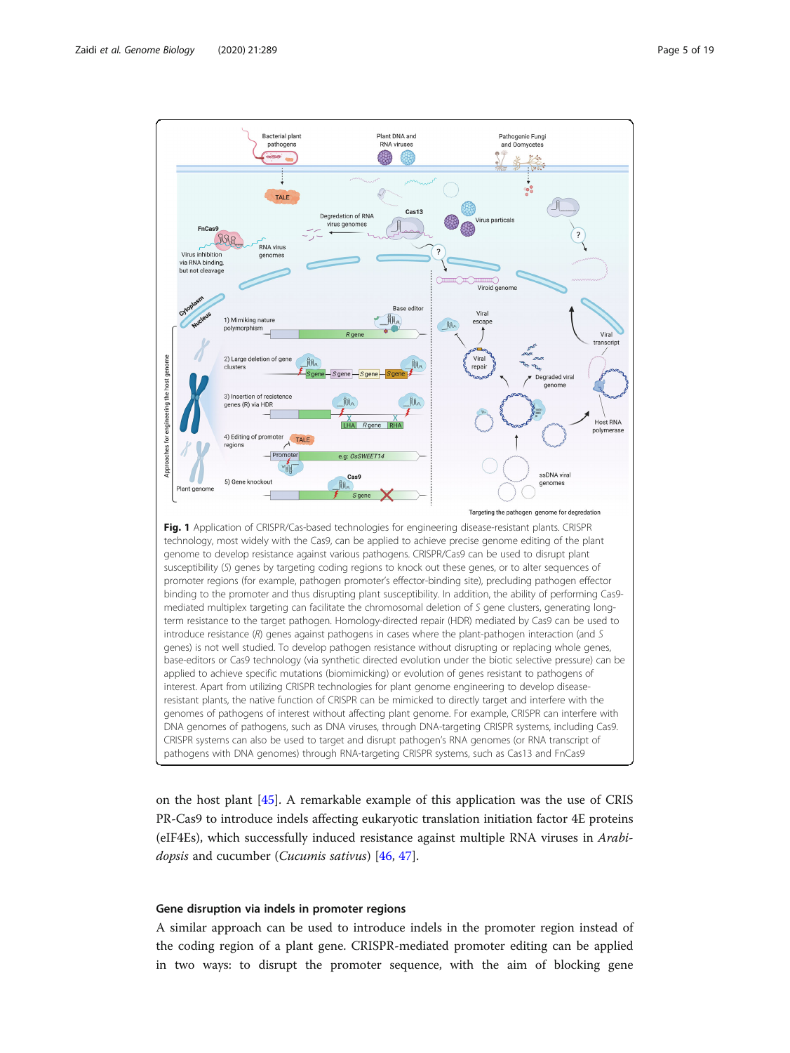**Fig. 1** Application of CRISPR/Cas-based technologies for engineering disease-resistant plants. CRISPR technology, most widely with the Cas9, can be applied to achieve precise genome editing of the plant genome to develop resistance against various pathogens. CRISPR/Cas9 can be used to disrupt plant susceptibility (*S*) genes by targeting coding regions to knock out these genes, or to alter sequences of promoter regions (for example, pathogen promoter's effector-binding site), precluding pathogen effector binding to the promoter and thus disrupting plant susceptibility. In addition, the ability of performing Cas9-mediated multiplex targeting can facilitate the chromosomal deletion of *S* gene clusters, generating long-term resistance to the target pathogen. Homology-directed repair (HDR) mediated by Cas9 can be used to introduce resistance (*R*) genes against pathogens in cases where the plant-pathogen interaction (and *S* genes) is not well studied. To develop pathogen resistance without disrupting or replacing whole genes, base-editors or Cas9 technology (via synthetic directed evolution under the biotic selective pressure) can be applied to achieve specific mutations (biomimicking) or evolution of genes resistant to pathogens of interest. Apart from utilizing CRISPR technologies for plant genome engineering to develop disease-resistant plants, the native function of CRISPR can be mimicked to directly target and interfere with the genomes of pathogens of interest without affecting plant genome. For example, CRISPR can interfere with DNA genomes of pathogens, such as DNA viruses, through DNA-targeting CRISPR systems, including Cas9. CRISPR systems can also be used to target and disrupt pathogen's RNA genomes (or RNA transcript of pathogens with DNA genomes) through RNA-targeting CRISPR systems, such as Cas13 and FnCas9

on the host plant [45]. A remarkable example of this application was the use of CRISPR-Cas9 to introduce indels affecting eukaryotic translation initiation factor 4E proteins (eIF4Es), which successfully induced resistance against multiple RNA viruses in *Arabidopsis* and cucumber (*Cucumis sativus*) [46, 47].

### Gene disruption via indels in promoter regions

A similar approach can be used to introduce indels in the promoter region instead of the coding region of a plant gene. CRISPR-mediated promoter editing can be applied in two ways: to disrupt the promoter sequence, with the aim of blocking gene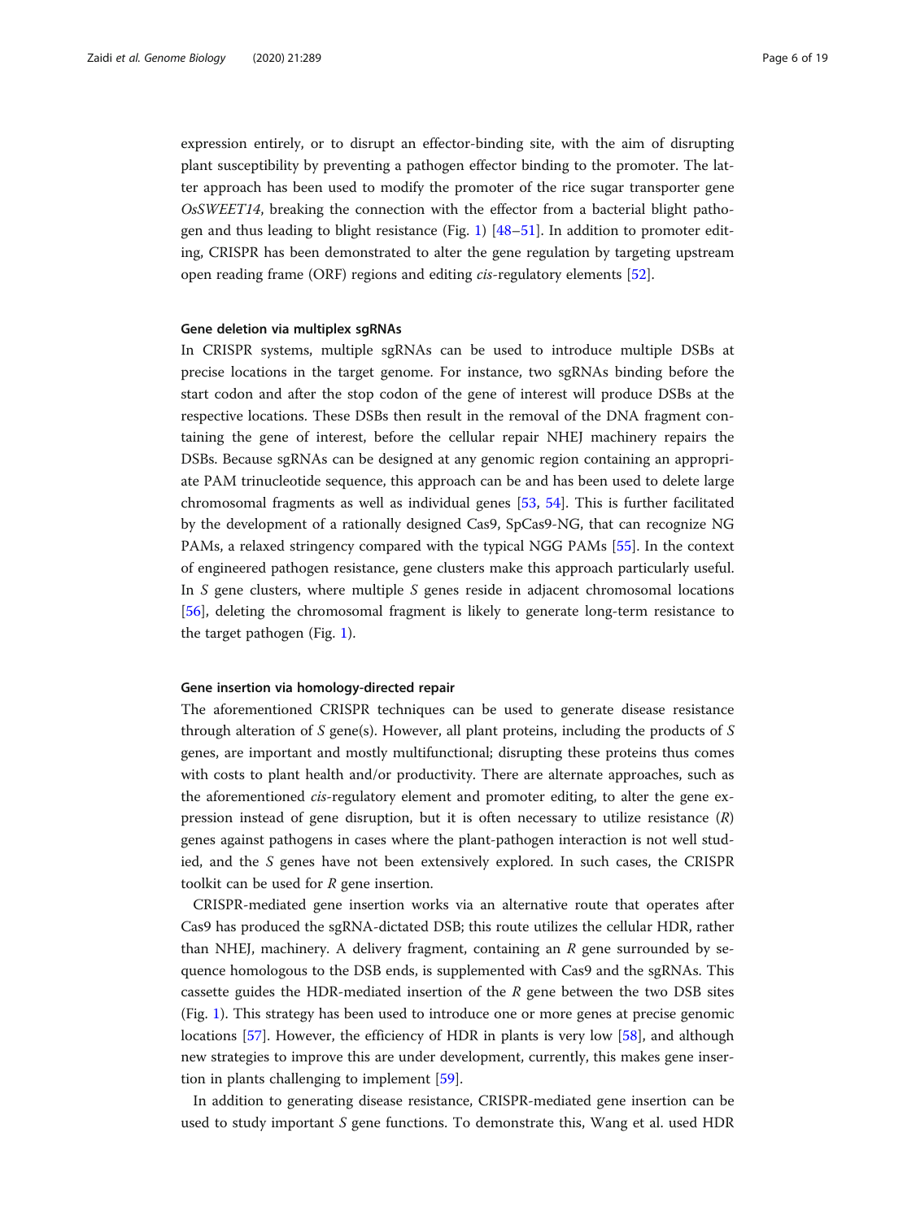expression entirely, or to disrupt an effector-binding site, with the aim of disrupting plant susceptibility by preventing a pathogen effector binding to the promoter. The latter approach has been used to modify the promoter of the rice sugar transporter gene *OsSWEET14*, breaking the connection with the effector from a bacterial blight pathogen and thus leading to blight resistance (Fig. 1) [48–51]. In addition to promoter editing, CRISPR has been demonstrated to alter the gene regulation by targeting upstream open reading frame (ORF) regions and editing *cis*-regulatory elements [52].

#### Gene deletion via multiplex sgRNAs

In CRISPR systems, multiple sgRNAs can be used to introduce multiple DSBs at precise locations in the target genome. For instance, two sgRNAs binding before the start codon and after the stop codon of the gene of interest will produce DSBs at the respective locations. These DSBs then result in the removal of the DNA fragment containing the gene of interest, before the cellular repair NHEJ machinery repairs the DSBs. Because sgRNAs can be designed at any genomic region containing an appropriate PAM trinucleotide sequence, this approach can be and has been used to delete large chromosomal fragments as well as individual genes [53, 54]. This is further facilitated by the development of a rationally designed Cas9, SpCas9-NG, that can recognize NG PAMs, a relaxed stringency compared with the typical NGG PAMs [55]. In the context of engineered pathogen resistance, gene clusters make this approach particularly useful. In *S* gene clusters, where multiple *S* genes reside in adjacent chromosomal locations [56], deleting the chromosomal fragment is likely to generate long-term resistance to the target pathogen (Fig. 1).

#### Gene insertion via homology-directed repair

The aforementioned CRISPR techniques can be used to generate disease resistance through alteration of *S* gene(s). However, all plant proteins, including the products of *S* genes, are important and mostly multifunctional; disrupting these proteins thus comes with costs to plant health and/or productivity. There are alternate approaches, such as the aforementioned *cis*-regulatory element and promoter editing, to alter the gene expression instead of gene disruption, but it is often necessary to utilize resistance (*R*) genes against pathogens in cases where the plant-pathogen interaction is not well studied, and the *S* genes have not been extensively explored. In such cases, the CRISPR toolkit can be used for *R* gene insertion.

CRISPR-mediated gene insertion works via an alternative route that operates after Cas9 has produced the sgRNA-dictated DSB; this route utilizes the cellular HDR, rather than NHEJ, machinery. A delivery fragment, containing an *R* gene surrounded by sequence homologous to the DSB ends, is supplemented with Cas9 and the sgRNAs. This cassette guides the HDR-mediated insertion of the *R* gene between the two DSB sites (Fig. 1). This strategy has been used to introduce one or more genes at precise genomic locations [57]. However, the efficiency of HDR in plants is very low [58], and although new strategies to improve this are under development, currently, this makes gene insertion in plants challenging to implement [59].

In addition to generating disease resistance, CRISPR-mediated gene insertion can be used to study important *S* gene functions. To demonstrate this, Wang et al. used HDR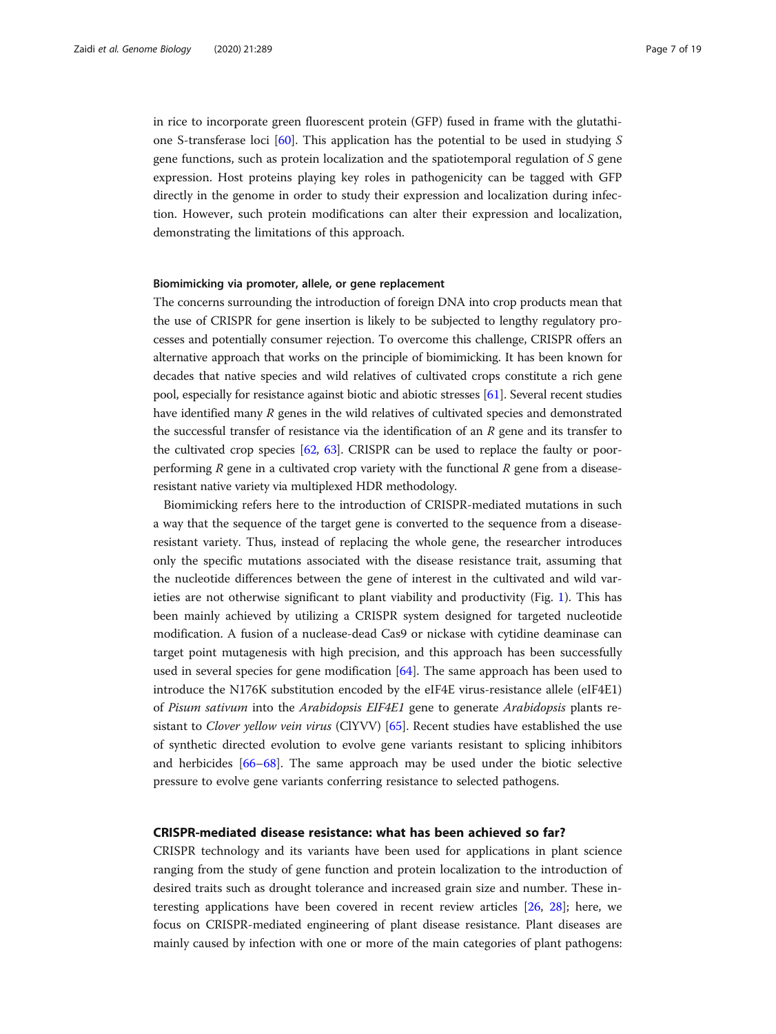in rice to incorporate green fluorescent protein (GFP) fused in frame with the glutathione S-transferase loci [60]. This application has the potential to be used in studying *S* gene functions, such as protein localization and the spatiotemporal regulation of *S* gene expression. Host proteins playing key roles in pathogenicity can be tagged with GFP directly in the genome in order to study their expression and localization during infection. However, such protein modifications can alter their expression and localization, demonstrating the limitations of this approach.

#### Biomimicking via promoter, allele, or gene replacement

The concerns surrounding the introduction of foreign DNA into crop products mean that the use of CRISPR for gene insertion is likely to be subjected to lengthy regulatory processes and potentially consumer rejection. To overcome this challenge, CRISPR offers an alternative approach that works on the principle of biomimicking. It has been known for decades that native species and wild relatives of cultivated crops constitute a rich gene pool, especially for resistance against biotic and abiotic stresses [61]. Several recent studies have identified many *R* genes in the wild relatives of cultivated species and demonstrated the successful transfer of resistance via the identification of an *R* gene and its transfer to the cultivated crop species [62, 63]. CRISPR can be used to replace the faulty or poor-performing *R* gene in a cultivated crop variety with the functional *R* gene from a disease-resistant native variety via multiplexed HDR methodology.

Biomimicking refers here to the introduction of CRISPR-mediated mutations in such a way that the sequence of the target gene is converted to the sequence from a disease-resistant variety. Thus, instead of replacing the whole gene, the researcher introduces only the specific mutations associated with the disease resistance trait, assuming that the nucleotide differences between the gene of interest in the cultivated and wild varieties are not otherwise significant to plant viability and productivity (Fig. 1). This has been mainly achieved by utilizing a CRISPR system designed for targeted nucleotide modification. A fusion of a nuclease-dead Cas9 or nickase with cytidine deaminase can target point mutagenesis with high precision, and this approach has been successfully used in several species for gene modification [64]. The same approach has been used to introduce the N176K substitution encoded by the eIF4E virus-resistance allele (eIF4E1) of *Pisum sativum* into the *Arabidopsis EIF4E1* gene to generate *Arabidopsis* plants resistant to *Clover yellow vein virus* (ClYVV) [65]. Recent studies have established the use of synthetic directed evolution to evolve gene variants resistant to splicing inhibitors and herbicides [66–68]. The same approach may be used under the biotic selective pressure to evolve gene variants conferring resistance to selected pathogens.

### CRISPR-mediated disease resistance: what has been achieved so far?

CRISPR technology and its variants have been used for applications in plant science ranging from the study of gene function and protein localization to the introduction of desired traits such as drought tolerance and increased grain size and number. These interesting applications have been covered in recent review articles [26, 28]; here, we focus on CRISPR-mediated engineering of plant disease resistance. Plant diseases are mainly caused by infection with one or more of the main categories of plant pathogens: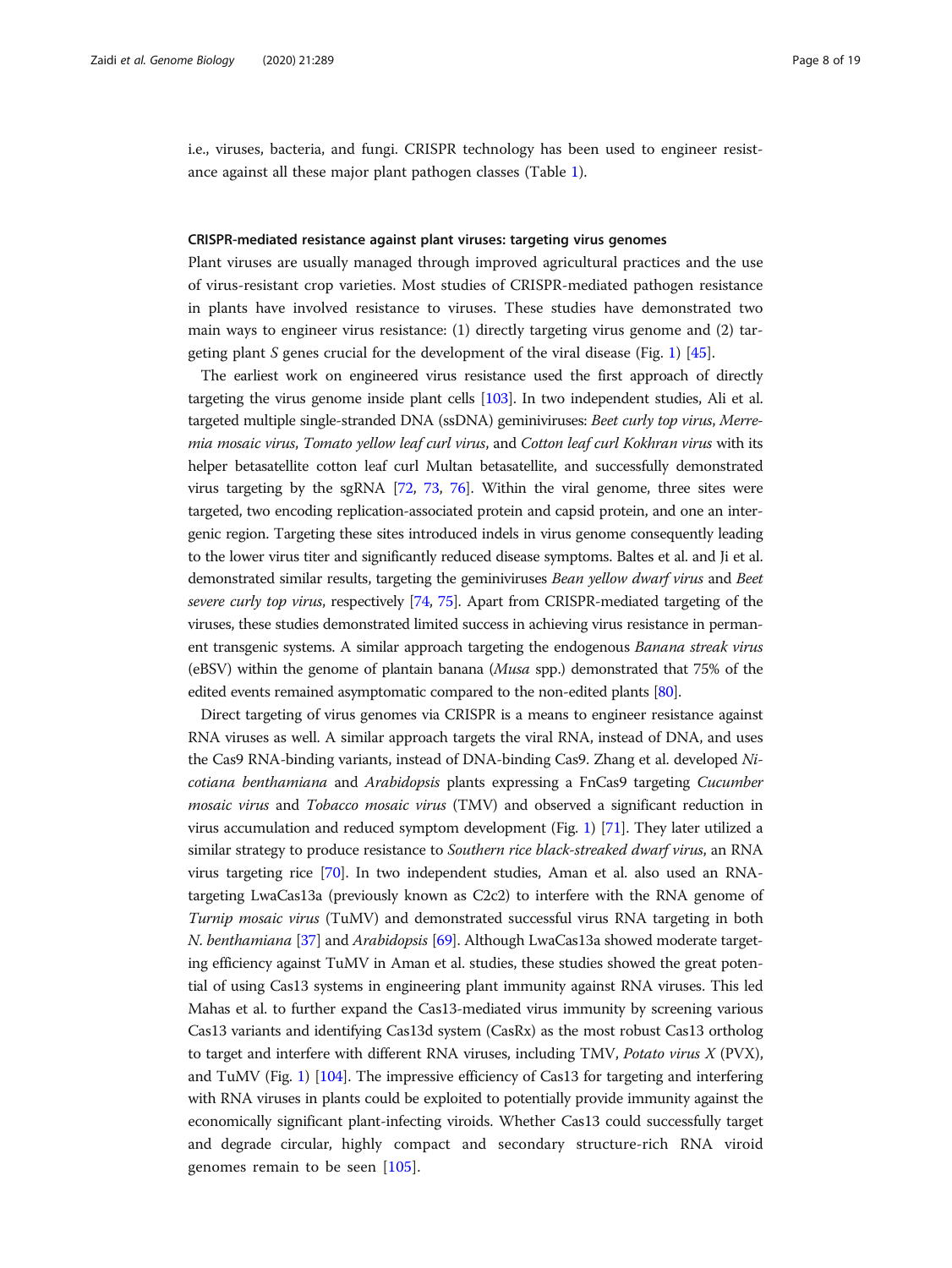i.e., viruses, bacteria, and fungi. CRISPR technology has been used to engineer resistance against all these major plant pathogen classes (Table 1).

### CRISPR-mediated resistance against plant viruses: targeting virus genomes

Plant viruses are usually managed through improved agricultural practices and the use of virus-resistant crop varieties. Most studies of CRISPR-mediated pathogen resistance in plants have involved resistance to viruses. These studies have demonstrated two main ways to engineer virus resistance: (1) directly targeting virus genome and (2) targeting plant *S* genes crucial for the development of the viral disease (Fig. 1) [45].

The earliest work on engineered virus resistance used the first approach of directly targeting the virus genome inside plant cells [103]. In two independent studies, Ali et al. targeted multiple single-stranded DNA (ssDNA) geminiviruses: *Beet curly top virus*, *Merremia mosaic virus*, *Tomato yellow leaf curl virus*, and *Cotton leaf curl Kokhran virus* with its helper betasatellite cotton leaf curl Multan betasatellite, and successfully demonstrated virus targeting by the sgRNA [72, 73, 76]. Within the viral genome, three sites were targeted, two encoding replication-associated protein and capsid protein, and one an intergenic region. Targeting these sites introduced indels in virus genome consequently leading to the lower virus titer and significantly reduced disease symptoms. Baltes et al. and Ji et al. demonstrated similar results, targeting the geminiviruses *Bean yellow dwarf virus* and *Beet severe curly top virus*, respectively [74, 75]. Apart from CRISPR-mediated targeting of the viruses, these studies demonstrated limited success in achieving virus resistance in permanent transgenic systems. A similar approach targeting the endogenous *Banana streak virus* (eBSV) within the genome of plantain banana (*Musa* spp.) demonstrated that 75% of the edited events remained asymptomatic compared to the non-edited plants [80].

Direct targeting of virus genomes via CRISPR is a means to engineer resistance against RNA viruses as well. A similar approach targets the viral RNA, instead of DNA, and uses the Cas9 RNA-binding variants, instead of DNA-binding Cas9. Zhang et al. developed *Nicotiana benthamiana* and *Arabidopsis* plants expressing a FnCas9 targeting *Cucumber mosaic virus* and *Tobacco mosaic virus* (TMV) and observed a significant reduction in virus accumulation and reduced symptom development (Fig. 1) [71]. They later utilized a similar strategy to produce resistance to *Southern rice black-streaked dwarf virus*, an RNA virus targeting rice [70]. In two independent studies, Aman et al. also used an RNA-targeting LwaCas13a (previously known as C2c2) to interfere with the RNA genome of *Turnip mosaic virus* (TuMV) and demonstrated successful virus RNA targeting in both *N. benthamiana* [37] and *Arabidopsis* [69]. Although LwaCas13a showed moderate targeting efficiency against TuMV in Aman et al. studies, these studies showed the great potential of using Cas13 systems in engineering plant immunity against RNA viruses. This led Mahas et al. to further expand the Cas13-mediated virus immunity by screening various Cas13 variants and identifying Cas13d system (CasRx) as the most robust Cas13 ortholog to target and interfere with different RNA viruses, including TMV, *Potato virus X* (PVX), and TuMV (Fig. 1) [104]. The impressive efficiency of Cas13 for targeting and interfering with RNA viruses in plants could be exploited to potentially provide immunity against the economically significant plant-infecting viroids. Whether Cas13 could successfully target and degrade circular, highly compact and secondary structure-rich RNA viroid genomes remain to be seen [105].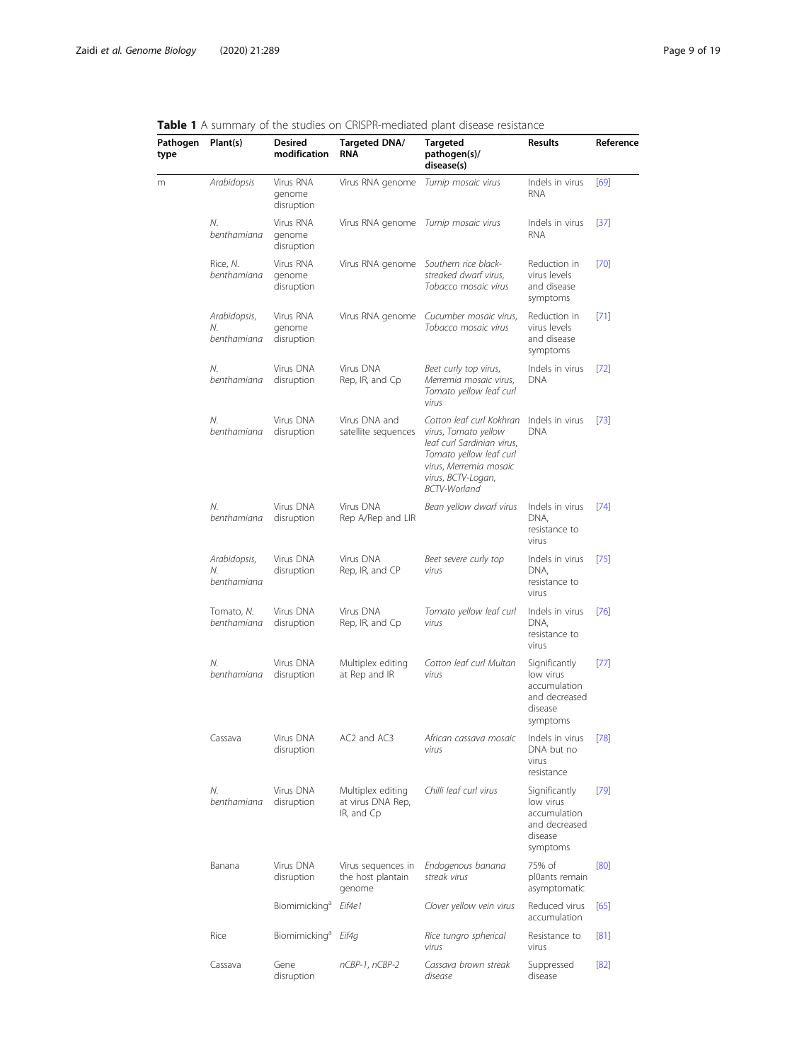**Table 1** A summary of the studies on CRISPR-mediated plant disease resistance

| Pathogen type | Plant(s) | Desired modification | Targeted DNA/ RNA | Targeted pathogen(s)/ disease(s) | Results | Reference |
|---|---|---|---|---|---|---|
| m | *Arabidopsis* | Virus RNA genome disruption | Virus RNA genome | *Turnip mosaic virus* | Indels in virus RNA | [69] |
| | *N. benthamiana* | Virus RNA genome disruption | Virus RNA genome | *Turnip mosaic virus* | Indels in virus RNA | [37] |
| | Rice, *N. benthamiana* | Virus RNA genome disruption | Virus RNA genome | *Southern rice black-streaked dwarf virus, Tobacco mosaic virus* | Reduction in virus levels and disease symptoms | [70] |
| | *Arabidopsis, N. benthamiana* | Virus RNA genome disruption | Virus RNA genome | *Cucumber mosaic virus, Tobacco mosaic virus* | Reduction in virus levels and disease symptoms | [71] |
| | *N. benthamiana* | Virus DNA disruption | Virus DNA Rep, IR, and Cp | *Beet curly top virus, Merremia mosaic virus, Tomato yellow leaf curl virus* | Indels in virus DNA | [72] |
| | *N. benthamiana* | Virus DNA disruption | Virus DNA and satellite sequences | *Cotton leaf curl Kokhran virus, Tomato yellow leaf curl Sardinian virus, Tomato yellow leaf curl virus, Merremia mosaic virus, BCTV-Logan, BCTV-Worland* | Indels in virus DNA | [73] |
| | *N. benthamiana* | Virus DNA disruption | Virus DNA Rep A/Rep and LIR | *Bean yellow dwarf virus* | Indels in virus DNA, resistance to virus | [74] |
| | *Arabidopsis, N. benthamiana* | Virus DNA disruption | Virus DNA Rep, IR, and CP | *Beet severe curly top virus* | Indels in virus DNA, resistance to virus | [75] |
| | Tomato, *N. benthamiana* | Virus DNA disruption | Virus DNA Rep, IR, and Cp | *Tomato yellow leaf curl virus* | Indels in virus DNA, resistance to virus | [76] |
| | *N. benthamiana* | Virus DNA disruption | Multiplex editing at Rep and IR | *Cotton leaf curl Multan virus* | Significantly low virus accumulation and decreased disease symptoms | [77] |
| | Cassava | Virus DNA disruption | AC2 and AC3 | *African cassava mosaic virus* | Indels in virus DNA but no virus resistance | [78] |
| | *N. benthamiana* | Virus DNA disruption | Multiplex editing at virus DNA Rep, IR, and Cp | *Chilli leaf curl virus* | Significantly low virus accumulation and decreased disease symptoms | [79] |
| | Banana | Virus DNA disruption | Virus sequences in the host plantain genome | *Endogenous banana streak virus* | 75% of pl0ants remain asymptomatic | [80] |
| | | Biomimicking[a] | *Eif4e1* | *Clover yellow vein virus* | Reduced virus accumulation | [65] |
| | Rice | Biomimicking[a] | *Eif4g* | *Rice tungro spherical virus* | Resistance to virus | [81] |
| | Cassava | Gene disruption | *nCBP-1, nCBP-2* | *Cassava brown streak disease* | Suppressed disease | [82] |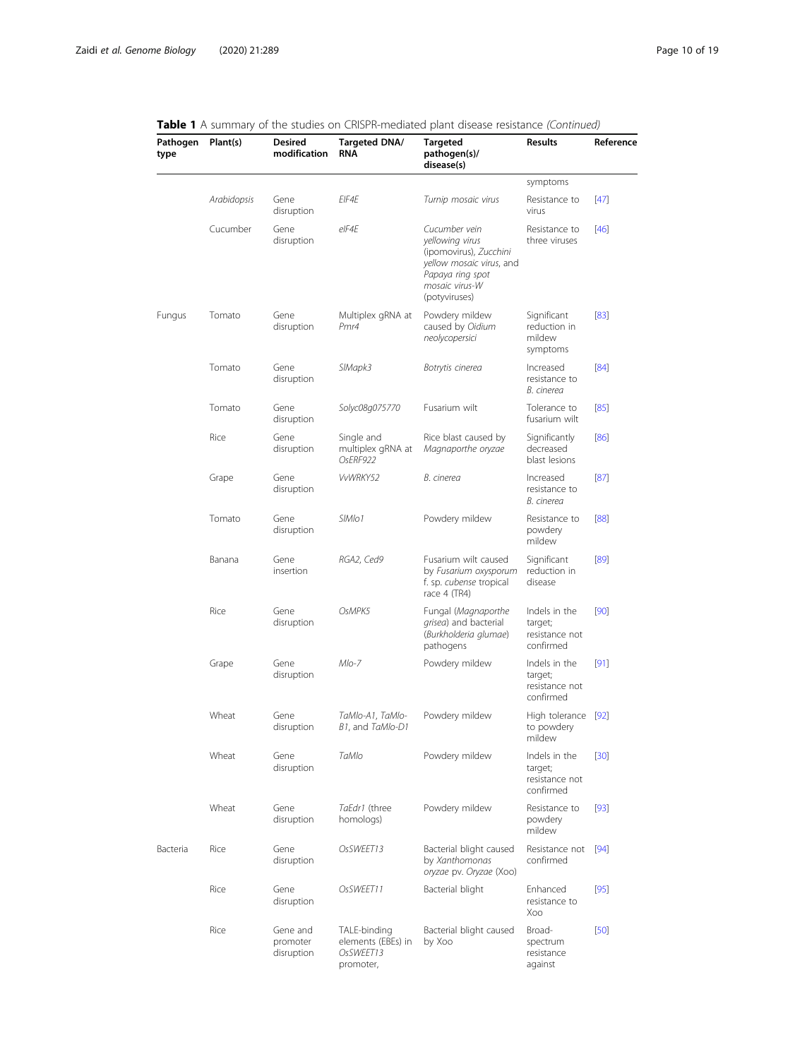**Table 1** A summary of the studies on CRISPR-mediated plant disease resistance *(Continued)*

| Pathogen type | Plant(s) | Desired modification | Targeted DNA/ RNA | Targeted pathogen(s)/ disease(s) | Results | Reference |
|---|---|---|---|---|---|---|
| | | | | | symptoms | |
| | *Arabidopsis* | Gene disruption | *EIF4E* | *Turnip mosaic virus* | Resistance to virus | [47] |
| | Cucumber | Gene disruption | *eIF4E* | *Cucumber vein yellowing virus* (ipomovirus), *Zucchini yellow mosaic virus*, and *Papaya ring spot mosaic virus-W* (potyviruses) | Resistance to three viruses | [46] |
| Fungus | Tomato | Gene disruption | Multiplex gRNA at *Pmr4* | Powdery mildew caused by *Oidium neolycopersici* | Significant reduction in mildew symptoms | [83] |
| | Tomato | Gene disruption | *SlMapk3* | *Botrytis cinerea* | Increased resistance to *B. cinerea* | [84] |
| | Tomato | Gene disruption | *Solyc08g075770* | Fusarium wilt | Tolerance to fusarium wilt | [85] |
| | Rice | Gene disruption | Single and multiplex gRNA at *OsERF922* | Rice blast caused by *Magnaporthe oryzae* | Significantly decreased blast lesions | [86] |
| | Grape | Gene disruption | *VvWRKY52* | *B. cinerea* | Increased resistance to *B. cinerea* | [87] |
| | Tomato | Gene disruption | *SlMlo1* | Powdery mildew | Resistance to powdery mildew | [88] |
| | Banana | Gene insertion | *RGA2*, *Ced9* | Fusarium wilt caused by *Fusarium oxysporum* f. sp. *cubense* tropical race 4 (TR4) | Significant reduction in disease | [89] |
| | Rice | Gene disruption | *OsMPK5* | Fungal (*Magnaporthe grisea*) and bacterial (*Burkholderia glumae*) pathogens | Indels in the target; resistance not confirmed | [90] |
| | Grape | Gene disruption | *Mlo-7* | Powdery mildew | Indels in the target; resistance not confirmed | [91] |
| | Wheat | Gene disruption | *TaMlo-A1*, *TaMlo-B1*, and *TaMlo-D1* | Powdery mildew | High tolerance to powdery mildew | [92] |
| | Wheat | Gene disruption | *TaMlo* | Powdery mildew | Indels in the target; resistance not confirmed | [30] |
| | Wheat | Gene disruption | *TaEdr1* (three homologs) | Powdery mildew | Resistance to powdery mildew | [93] |
| Bacteria | Rice | Gene disruption | *OsSWEET13* | Bacterial blight caused by *Xanthomonas oryzae* pv. *Oryzae* (Xoo) | Resistance not confirmed | [94] |
| | Rice | Gene disruption | *OsSWEET11* | Bacterial blight | Enhanced resistance to Xoo | [95] |
| | Rice | Gene and promoter disruption | TALE-binding elements (EBEs) in *OsSWEET13* promoter, | Bacterial blight caused by Xoo | Broad-spectrum resistance against | [50] |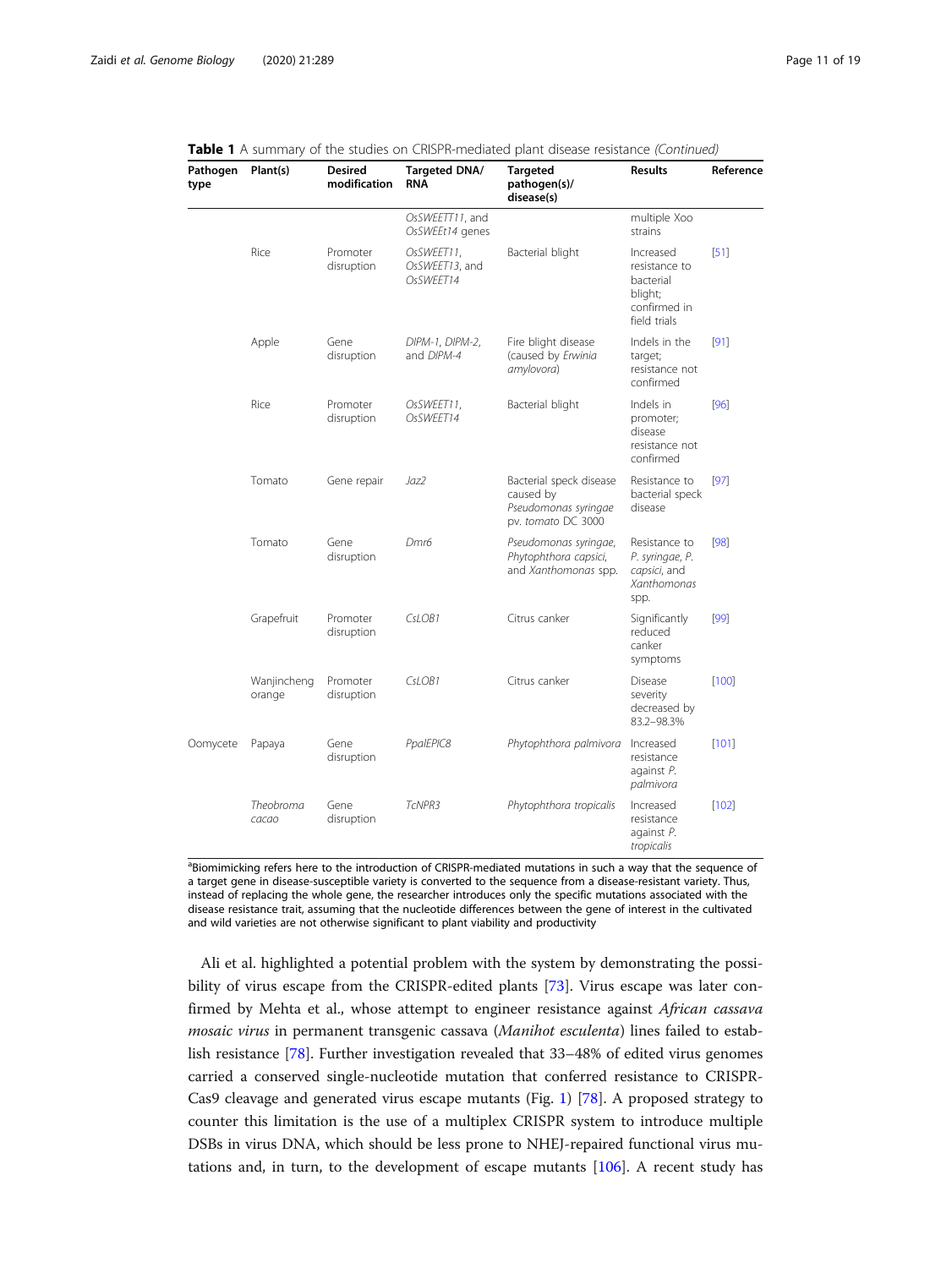**Table 1** A summary of the studies on CRISPR-mediated plant disease resistance *(Continued)*

| Pathogen type | Plant(s) | Desired modification | Targeted DNA/ RNA | Targeted pathogen(s)/ disease(s) | Results | Reference |
|---|---|---|---|---|---|---|
| | | | *OsSWEETT11*, and *OsSWEEt14* genes | | multiple Xoo strains | |
| | Rice | Promoter disruption | *OsSWEET11*, *OsSWEET13*, and *OsSWEET14* | Bacterial blight | Increased resistance to bacterial blight; confirmed in field trials | [51] |
| | Apple | Gene disruption | *DIPM-1*, *DIPM-2*, and *DIPM-4* | Fire blight disease (caused by *Erwinia amylovora*) | Indels in the target; resistance not confirmed | [91] |
| | Rice | Promoter disruption | *OsSWEET11*, *OsSWEET14* | Bacterial blight | Indels in promoter; disease resistance not confirmed | [96] |
| | Tomato | Gene repair | *Jaz2* | Bacterial speck disease caused by *Pseudomonas syringae* pv. *tomato* DC 3000 | Resistance to bacterial speck disease | [97] |
| | Tomato | Gene disruption | *Dmr6* | *Pseudomonas syringae*, *Phytophthora capsici*, and *Xanthomonas* spp. | Resistance to *P. syringae*, *P. capsici*, and *Xanthomonas* spp. | [98] |
| | Grapefruit | Promoter disruption | *CsLOB1* | Citrus canker | Significantly reduced canker symptoms | [99] |
| | Wanjincheng orange | Promoter disruption | *CsLOB1* | Citrus canker | Disease severity decreased by 83.2–98.3% | [100] |
| Oomycete | Papaya | Gene disruption | *PpalEPIC8* | *Phytophthora palmivora* | Increased resistance against *P. palmivora* | [101] |
| | *Theobroma cacao* | Gene disruption | *TcNPR3* | *Phytophthora tropicalis* | Increased resistance against *P. tropicalis* | [102] |

[a]Biomimicking refers here to the introduction of CRISPR-mediated mutations in such a way that the sequence of a target gene in disease-susceptible variety is converted to the sequence from a disease-resistant variety. Thus, instead of replacing the whole gene, the researcher introduces only the specific mutations associated with the disease resistance trait, assuming that the nucleotide differences between the gene of interest in the cultivated and wild varieties are not otherwise significant to plant viability and productivity

Ali et al. highlighted a potential problem with the system by demonstrating the possibility of virus escape from the CRISPR-edited plants [73]. Virus escape was later confirmed by Mehta et al., whose attempt to engineer resistance against *African cassava mosaic virus* in permanent transgenic cassava (*Manihot esculenta*) lines failed to establish resistance [78]. Further investigation revealed that 33–48% of edited virus genomes carried a conserved single-nucleotide mutation that conferred resistance to CRISPR-Cas9 cleavage and generated virus escape mutants (Fig. 1) [78]. A proposed strategy to counter this limitation is the use of a multiplex CRISPR system to introduce multiple DSBs in virus DNA, which should be less prone to NHEJ-repaired functional virus mutations and, in turn, to the development of escape mutants [106]. A recent study has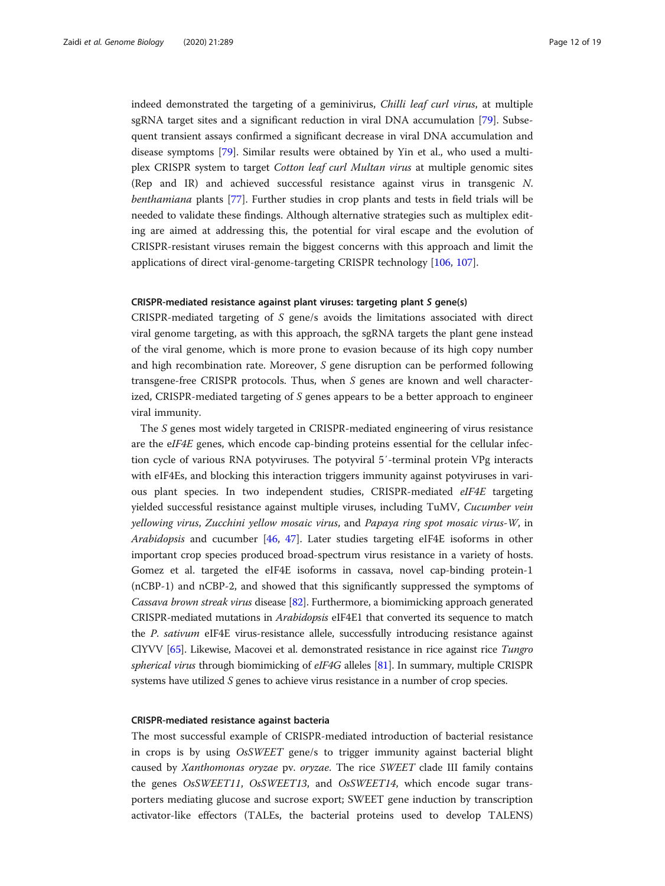indeed demonstrated the targeting of a geminivirus, *Chilli leaf curl virus*, at multiple sgRNA target sites and a significant reduction in viral DNA accumulation [79]. Subsequent transient assays confirmed a significant decrease in viral DNA accumulation and disease symptoms [79]. Similar results were obtained by Yin et al., who used a multiplex CRISPR system to target *Cotton leaf curl Multan virus* at multiple genomic sites (Rep and IR) and achieved successful resistance against virus in transgenic *N. benthamiana* plants [77]. Further studies in crop plants and tests in field trials will be needed to validate these findings. Although alternative strategies such as multiplex editing are aimed at addressing this, the potential for viral escape and the evolution of CRISPR-resistant viruses remain the biggest concerns with this approach and limit the applications of direct viral-genome-targeting CRISPR technology [106, 107].

#### CRISPR-mediated resistance against plant viruses: targeting plant *S* gene(s)

CRISPR-mediated targeting of *S* gene/s avoids the limitations associated with direct viral genome targeting, as with this approach, the sgRNA targets the plant gene instead of the viral genome, which is more prone to evasion because of its high copy number and high recombination rate. Moreover, *S* gene disruption can be performed following transgene-free CRISPR protocols. Thus, when *S* genes are known and well characterized, CRISPR-mediated targeting of *S* genes appears to be a better approach to engineer viral immunity.

The *S* genes most widely targeted in CRISPR-mediated engineering of virus resistance are the e*IF4E* genes, which encode cap-binding proteins essential for the cellular infection cycle of various RNA potyviruses. The potyviral 5′-terminal protein VPg interacts with eIF4Es, and blocking this interaction triggers immunity against potyviruses in various plant species. In two independent studies, CRISPR-mediated *eIF4E* targeting yielded successful resistance against multiple viruses, including TuMV, *Cucumber vein yellowing virus*, *Zucchini yellow mosaic virus*, and *Papaya ring spot mosaic virus-W*, in *Arabidopsis* and cucumber [46, 47]. Later studies targeting eIF4E isoforms in other important crop species produced broad-spectrum virus resistance in a variety of hosts. Gomez et al. targeted the eIF4E isoforms in cassava, novel cap-binding protein-1 (nCBP-1) and nCBP-2, and showed that this significantly suppressed the symptoms of *Cassava brown streak virus* disease [82]. Furthermore, a biomimicking approach generated CRISPR-mediated mutations in *Arabidopsis* eIF4E1 that converted its sequence to match the *P. sativum* eIF4E virus-resistance allele, successfully introducing resistance against ClYVV [65]. Likewise, Macovei et al. demonstrated resistance in rice against rice *Tungro spherical virus* through biomimicking of *eIF4G* alleles [81]. In summary, multiple CRISPR systems have utilized *S* genes to achieve virus resistance in a number of crop species.

#### CRISPR-mediated resistance against bacteria

The most successful example of CRISPR-mediated introduction of bacterial resistance in crops is by using *OsSWEET* gene/s to trigger immunity against bacterial blight caused by *Xanthomonas oryzae* pv. *oryzae*. The rice *SWEET* clade III family contains the genes *OsSWEET11*, *OsSWEET13*, and *OsSWEET14*, which encode sugar transporters mediating glucose and sucrose export; SWEET gene induction by transcription activator-like effectors (TALEs, the bacterial proteins used to develop TALENS)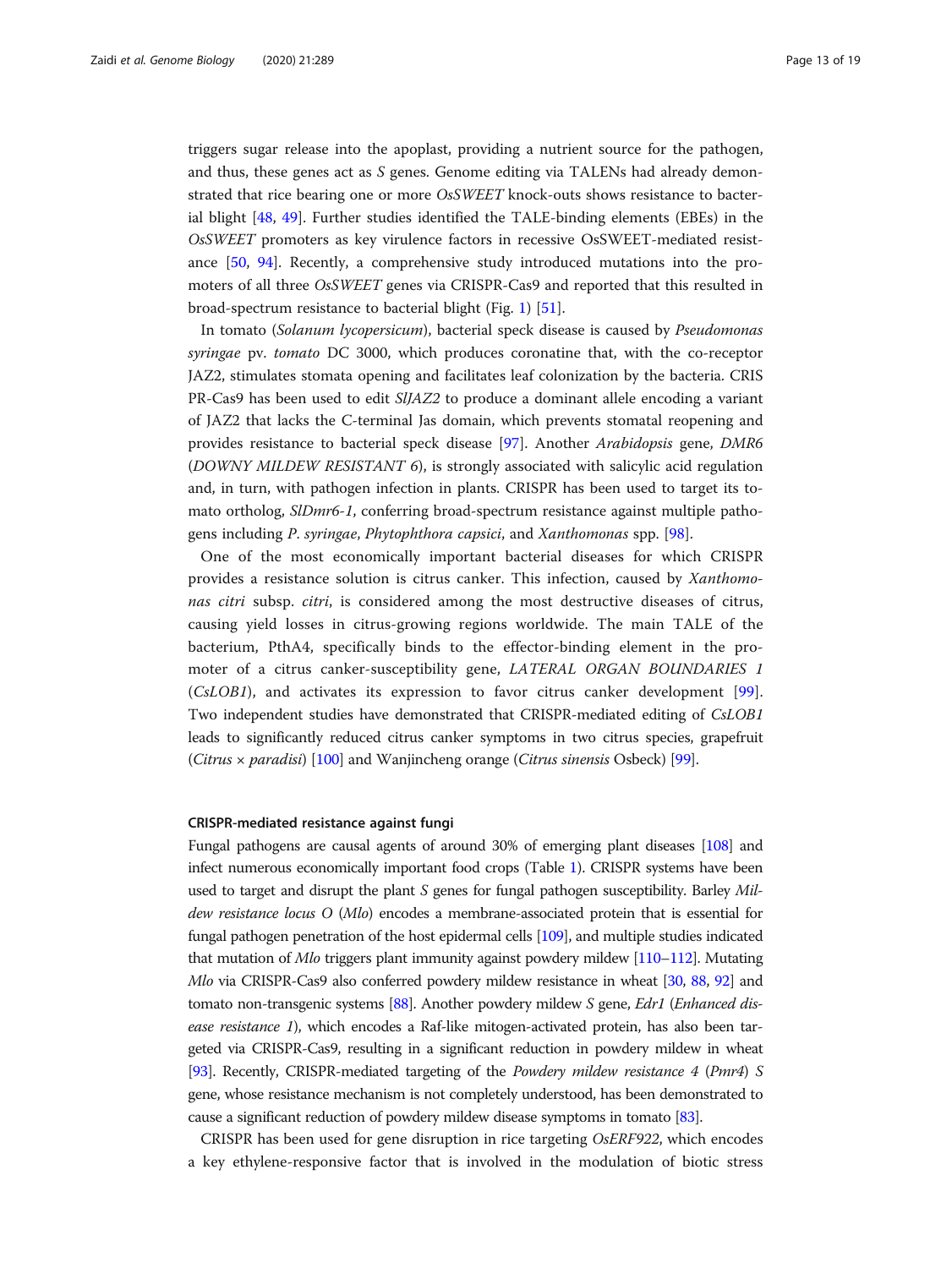triggers sugar release into the apoplast, providing a nutrient source for the pathogen, and thus, these genes act as *S* genes. Genome editing via TALENs had already demonstrated that rice bearing one or more *OsSWEET* knock-outs shows resistance to bacterial blight [48, 49]. Further studies identified the TALE-binding elements (EBEs) in the *OsSWEET* promoters as key virulence factors in recessive OsSWEET-mediated resistance [50, 94]. Recently, a comprehensive study introduced mutations into the promoters of all three *OsSWEET* genes via CRISPR-Cas9 and reported that this resulted in broad-spectrum resistance to bacterial blight (Fig. 1) [51].

In tomato (*Solanum lycopersicum*), bacterial speck disease is caused by *Pseudomonas syringae* pv. *tomato* DC 3000, which produces coronatine that, with the co-receptor JAZ2, stimulates stomata opening and facilitates leaf colonization by the bacteria. CRISPR-Cas9 has been used to edit *SlJAZ2* to produce a dominant allele encoding a variant of JAZ2 that lacks the C-terminal Jas domain, which prevents stomatal reopening and provides resistance to bacterial speck disease [97]. Another *Arabidopsis* gene, *DMR6* (*DOWNY MILDEW RESISTANT 6*), is strongly associated with salicylic acid regulation and, in turn, with pathogen infection in plants. CRISPR has been used to target its tomato ortholog, *SlDmr6-1*, conferring broad-spectrum resistance against multiple pathogens including *P. syringae*, *Phytophthora capsici*, and *Xanthomonas* spp. [98].

One of the most economically important bacterial diseases for which CRISPR provides a resistance solution is citrus canker. This infection, caused by *Xanthomonas citri* subsp. *citri*, is considered among the most destructive diseases of citrus, causing yield losses in citrus-growing regions worldwide. The main TALE of the bacterium, PthA4, specifically binds to the effector-binding element in the promoter of a citrus canker-susceptibility gene, *LATERAL ORGAN BOUNDARIES 1* (*CsLOB1*), and activates its expression to favor citrus canker development [99]. Two independent studies have demonstrated that CRISPR-mediated editing of *CsLOB1* leads to significantly reduced citrus canker symptoms in two citrus species, grapefruit (*Citrus × paradisi*) [100] and Wanjincheng orange (*Citrus sinensis* Osbeck) [99].

#### CRISPR-mediated resistance against fungi

Fungal pathogens are causal agents of around 30% of emerging plant diseases [108] and infect numerous economically important food crops (Table 1). CRISPR systems have been used to target and disrupt the plant *S* genes for fungal pathogen susceptibility. Barley *Mildew resistance locus O* (*Mlo*) encodes a membrane-associated protein that is essential for fungal pathogen penetration of the host epidermal cells [109], and multiple studies indicated that mutation of *Mlo* triggers plant immunity against powdery mildew [110–112]. Mutating *Mlo* via CRISPR-Cas9 also conferred powdery mildew resistance in wheat [30, 88, 92] and tomato non-transgenic systems [88]. Another powdery mildew *S* gene, *Edr1* (*Enhanced disease resistance 1*), which encodes a Raf-like mitogen-activated protein, has also been targeted via CRISPR-Cas9, resulting in a significant reduction in powdery mildew in wheat [93]. Recently, CRISPR-mediated targeting of the *Powdery mildew resistance 4* (*Pmr4*) *S* gene, whose resistance mechanism is not completely understood, has been demonstrated to cause a significant reduction of powdery mildew disease symptoms in tomato [83].

CRISPR has been used for gene disruption in rice targeting *OsERF922*, which encodes a key ethylene-responsive factor that is involved in the modulation of biotic stress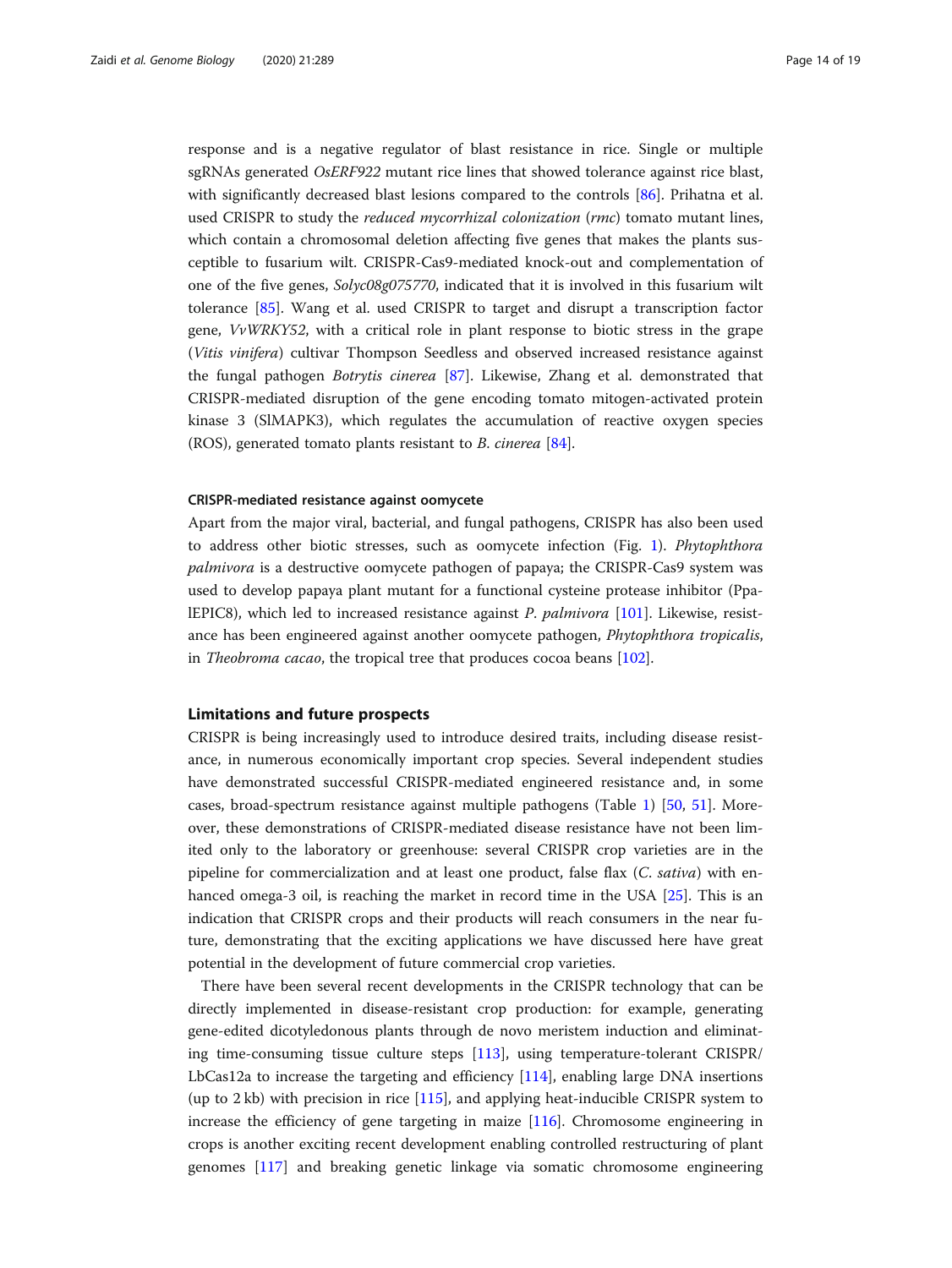response and is a negative regulator of blast resistance in rice. Single or multiple sgRNAs generated *OsERF922* mutant rice lines that showed tolerance against rice blast, with significantly decreased blast lesions compared to the controls [86]. Prihatna et al. used CRISPR to study the *reduced mycorrhizal colonization* (*rmc*) tomato mutant lines, which contain a chromosomal deletion affecting five genes that makes the plants susceptible to fusarium wilt. CRISPR-Cas9-mediated knock-out and complementation of one of the five genes, *Solyc08g075770*, indicated that it is involved in this fusarium wilt tolerance [85]. Wang et al. used CRISPR to target and disrupt a transcription factor gene, *VvWRKY52*, with a critical role in plant response to biotic stress in the grape (*Vitis vinifera*) cultivar Thompson Seedless and observed increased resistance against the fungal pathogen *Botrytis cinerea* [87]. Likewise, Zhang et al. demonstrated that CRISPR-mediated disruption of the gene encoding tomato mitogen-activated protein kinase 3 (SlMAPK3), which regulates the accumulation of reactive oxygen species (ROS), generated tomato plants resistant to *B. cinerea* [84].

#### CRISPR-mediated resistance against oomycete

Apart from the major viral, bacterial, and fungal pathogens, CRISPR has also been used to address other biotic stresses, such as oomycete infection (Fig. 1). *Phytophthora palmivora* is a destructive oomycete pathogen of papaya; the CRISPR-Cas9 system was used to develop papaya plant mutant for a functional cysteine protease inhibitor (PpalEPIC8), which led to increased resistance against *P. palmivora* [101]. Likewise, resistance has been engineered against another oomycete pathogen, *Phytophthora tropicalis*, in *Theobroma cacao*, the tropical tree that produces cocoa beans [102].

### Limitations and future prospects

CRISPR is being increasingly used to introduce desired traits, including disease resistance, in numerous economically important crop species. Several independent studies have demonstrated successful CRISPR-mediated engineered resistance and, in some cases, broad-spectrum resistance against multiple pathogens (Table 1) [50, 51]. Moreover, these demonstrations of CRISPR-mediated disease resistance have not been limited only to the laboratory or greenhouse: several CRISPR crop varieties are in the pipeline for commercialization and at least one product, false flax (*C. sativa*) with enhanced omega-3 oil, is reaching the market in record time in the USA [25]. This is an indication that CRISPR crops and their products will reach consumers in the near future, demonstrating that the exciting applications we have discussed here have great potential in the development of future commercial crop varieties.

There have been several recent developments in the CRISPR technology that can be directly implemented in disease-resistant crop production: for example, generating gene-edited dicotyledonous plants through de novo meristem induction and eliminating time-consuming tissue culture steps [113], using temperature-tolerant CRISPR/LbCas12a to increase the targeting and efficiency [114], enabling large DNA insertions (up to 2 kb) with precision in rice [115], and applying heat-inducible CRISPR system to increase the efficiency of gene targeting in maize [116]. Chromosome engineering in crops is another exciting recent development enabling controlled restructuring of plant genomes [117] and breaking genetic linkage via somatic chromosome engineering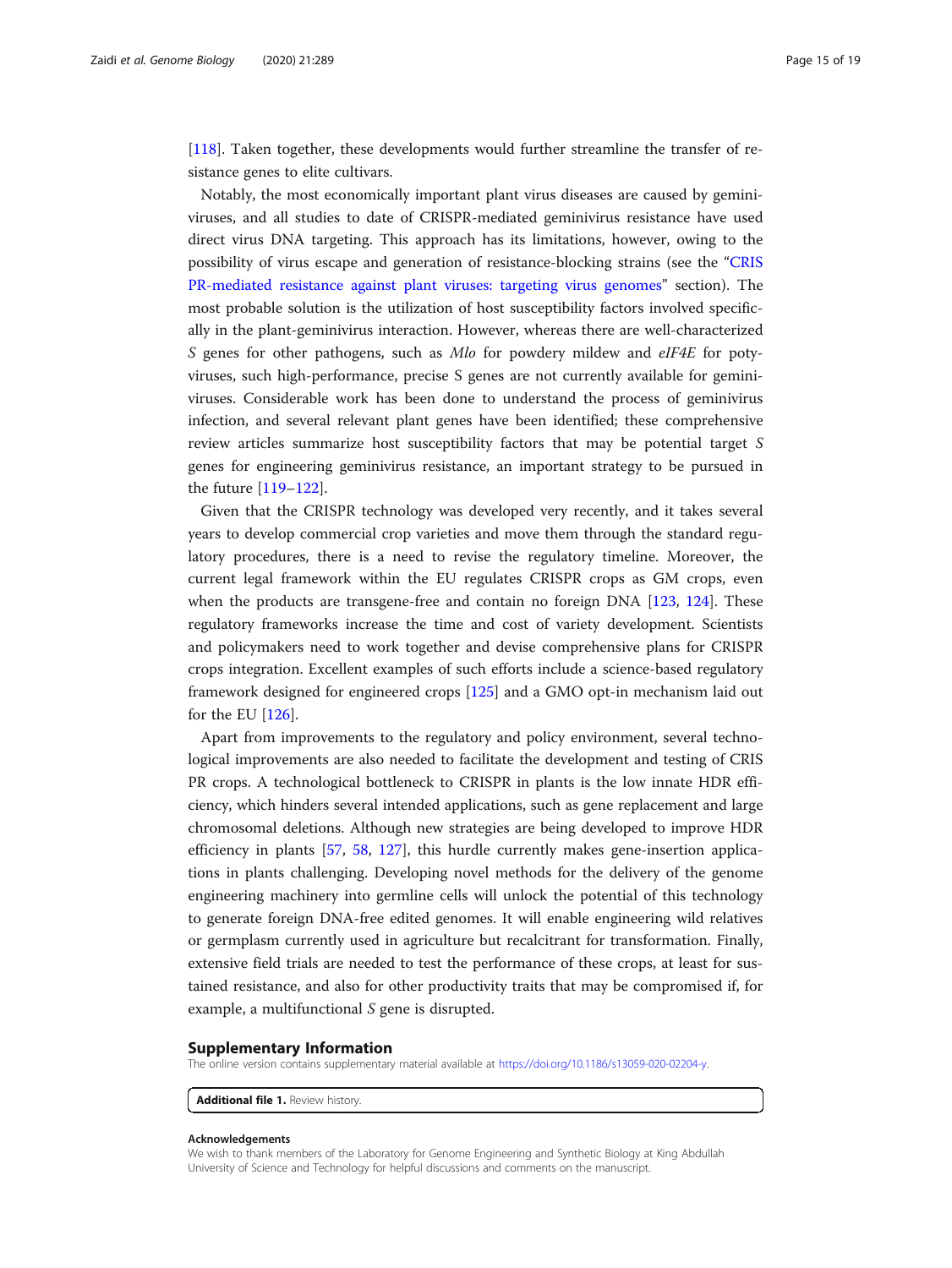[118]. Taken together, these developments would further streamline the transfer of resistance genes to elite cultivars.

Notably, the most economically important plant virus diseases are caused by geminiviruses, and all studies to date of CRISPR-mediated geminivirus resistance have used direct virus DNA targeting. This approach has its limitations, however, owing to the possibility of virus escape and generation of resistance-blocking strains (see the "CRISPR-mediated resistance against plant viruses: targeting virus genomes" section). The most probable solution is the utilization of host susceptibility factors involved specifically in the plant-geminivirus interaction. However, whereas there are well-characterized *S* genes for other pathogens, such as *Mlo* for powdery mildew and *eIF4E* for potyviruses, such high-performance, precise S genes are not currently available for geminiviruses. Considerable work has been done to understand the process of geminivirus infection, and several relevant plant genes have been identified; these comprehensive review articles summarize host susceptibility factors that may be potential target *S* genes for engineering geminivirus resistance, an important strategy to be pursued in the future [119–122].

Given that the CRISPR technology was developed very recently, and it takes several years to develop commercial crop varieties and move them through the standard regulatory procedures, there is a need to revise the regulatory timeline. Moreover, the current legal framework within the EU regulates CRISPR crops as GM crops, even when the products are transgene-free and contain no foreign DNA [123, 124]. These regulatory frameworks increase the time and cost of variety development. Scientists and policymakers need to work together and devise comprehensive plans for CRISPR crops integration. Excellent examples of such efforts include a science-based regulatory framework designed for engineered crops [125] and a GMO opt-in mechanism laid out for the EU [126].

Apart from improvements to the regulatory and policy environment, several technological improvements are also needed to facilitate the development and testing of CRISPR crops. A technological bottleneck to CRISPR in plants is the low innate HDR efficiency, which hinders several intended applications, such as gene replacement and large chromosomal deletions. Although new strategies are being developed to improve HDR efficiency in plants [57, 58, 127], this hurdle currently makes gene-insertion applications in plants challenging. Developing novel methods for the delivery of the genome engineering machinery into germline cells will unlock the potential of this technology to generate foreign DNA-free edited genomes. It will enable engineering wild relatives or germplasm currently used in agriculture but recalcitrant for transformation. Finally, extensive field trials are needed to test the performance of these crops, at least for sustained resistance, and also for other productivity traits that may be compromised if, for example, a multifunctional *S* gene is disrupted.

## Supplementary Information

The online version contains supplementary material available at https://doi.org/10.1186/s13059-020-02204-y.

**Additional file 1.** Review history.

#### Acknowledgements

We wish to thank members of the Laboratory for Genome Engineering and Synthetic Biology at King Abdullah University of Science and Technology for helpful discussions and comments on the manuscript.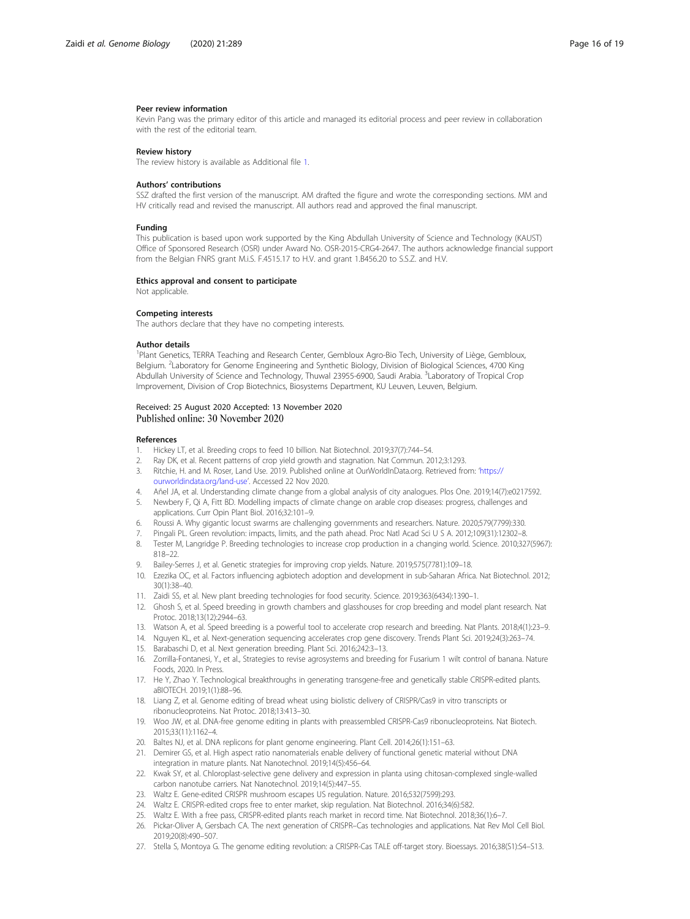### Peer review information

Kevin Pang was the primary editor of this article and managed its editorial process and peer review in collaboration with the rest of the editorial team.

### Review history

The review history is available as Additional file 1.

### Authors' contributions

SSZ drafted the first version of the manuscript. AM drafted the figure and wrote the corresponding sections. MM and HV critically read and revised the manuscript. All authors read and approved the final manuscript.

### Funding

This publication is based upon work supported by the King Abdullah University of Science and Technology (KAUST) Office of Sponsored Research (OSR) under Award No. OSR-2015-CRG4-2647. The authors acknowledge financial support from the Belgian FNRS grant M.i.S. F.4515.17 to H.V. and grant 1.B456.20 to S.S.Z. and H.V.

### Ethics approval and consent to participate

Not applicable.

### Competing interests

The authors declare that they have no competing interests.

### Author details

[1]Plant Genetics, TERRA Teaching and Research Center, Gembloux Agro-Bio Tech, University of Liège, Gembloux, Belgium. [2]Laboratory for Genome Engineering and Synthetic Biology, Division of Biological Sciences, 4700 King Abdullah University of Science and Technology, Thuwal 23955-6900, Saudi Arabia. [3]Laboratory of Tropical Crop Improvement, Division of Crop Biotechnics, Biosystems Department, KU Leuven, Leuven, Belgium.

Received: 25 August 2020 Accepted: 13 November 2020
Published online: 30 November 2020

### References

1. Hickey LT, et al. Breeding crops to feed 10 billion. Nat Biotechnol. 2019;37(7):744–54.
2. Ray DK, et al. Recent patterns of crop yield growth and stagnation. Nat Commun. 2012;3:1293.
3. Ritchie, H. and M. Roser, Land Use. 2019. Published online at OurWorldInData.org. Retrieved from: 'https://ourworldindata.org/land-use'. Accessed 22 Nov 2020.
4. Añel JA, et al. Understanding climate change from a global analysis of city analogues. Plos One. 2019;14(7):e0217592.
5. Newbery F, Qi A, Fitt BD. Modelling impacts of climate change on arable crop diseases: progress, challenges and applications. Curr Opin Plant Biol. 2016;32:101–9.
6. Roussi A. Why gigantic locust swarms are challenging governments and researchers. Nature. 2020;579(7799):330.
7. Pingali PL. Green revolution: impacts, limits, and the path ahead. Proc Natl Acad Sci U S A. 2012;109(31):12302–8.
8. Tester M, Langridge P. Breeding technologies to increase crop production in a changing world. Science. 2010;327(5967):818–22.
9. Bailey-Serres J, et al. Genetic strategies for improving crop yields. Nature. 2019;575(7781):109–18.
10. Ezezika OC, et al. Factors influencing agbiotech adoption and development in sub-Saharan Africa. Nat Biotechnol. 2012;30(1):38–40.
11. Zaidi SS, et al. New plant breeding technologies for food security. Science. 2019;363(6434):1390–1.
12. Ghosh S, et al. Speed breeding in growth chambers and glasshouses for crop breeding and model plant research. Nat Protoc. 2018;13(12):2944–63.
13. Watson A, et al. Speed breeding is a powerful tool to accelerate crop research and breeding. Nat Plants. 2018;4(1):23–9.
14. Nguyen KL, et al. Next-generation sequencing accelerates crop gene discovery. Trends Plant Sci. 2019;24(3):263–74.
15. Barabaschi D, et al. Next generation breeding. Plant Sci. 2016;242:3–13.
16. Zorrilla-Fontanesi, Y., et al., Strategies to revise agrosystems and breeding for Fusarium 1 wilt control of banana. Nature Foods, 2020. In Press.
17. He Y, Zhao Y. Technological breakthroughs in generating transgene-free and genetically stable CRISPR-edited plants. aBIOTECH. 2019;1(1):88–96.
18. Liang Z, et al. Genome editing of bread wheat using biolistic delivery of CRISPR/Cas9 in vitro transcripts or ribonucleoproteins. Nat Protoc. 2018;13:413–30.
19. Woo JW, et al. DNA-free genome editing in plants with preassembled CRISPR-Cas9 ribonucleoproteins. Nat Biotech. 2015;33(11):1162–4.
20. Baltes NJ, et al. DNA replicons for plant genome engineering. Plant Cell. 2014;26(1):151–63.
21. Demirer GS, et al. High aspect ratio nanomaterials enable delivery of functional genetic material without DNA integration in mature plants. Nat Nanotechnol. 2019;14(5):456–64.
22. Kwak SY, et al. Chloroplast-selective gene delivery and expression in planta using chitosan-complexed single-walled carbon nanotube carriers. Nat Nanotechnol. 2019;14(5):447–55.
23. Waltz E. Gene-edited CRISPR mushroom escapes US regulation. Nature. 2016;532(7599):293.
24. Waltz E. CRISPR-edited crops free to enter market, skip regulation. Nat Biotechnol. 2016;34(6):582.
25. Waltz E. With a free pass, CRISPR-edited plants reach market in record time. Nat Biotechnol. 2018;36(1):6–7.
26. Pickar-Oliver A, Gersbach CA. The next generation of CRISPR–Cas technologies and applications. Nat Rev Mol Cell Biol. 2019;20(8):490–507.
27. Stella S, Montoya G. The genome editing revolution: a CRISPR-Cas TALE off-target story. Bioessays. 2016;38(S1):S4–S13.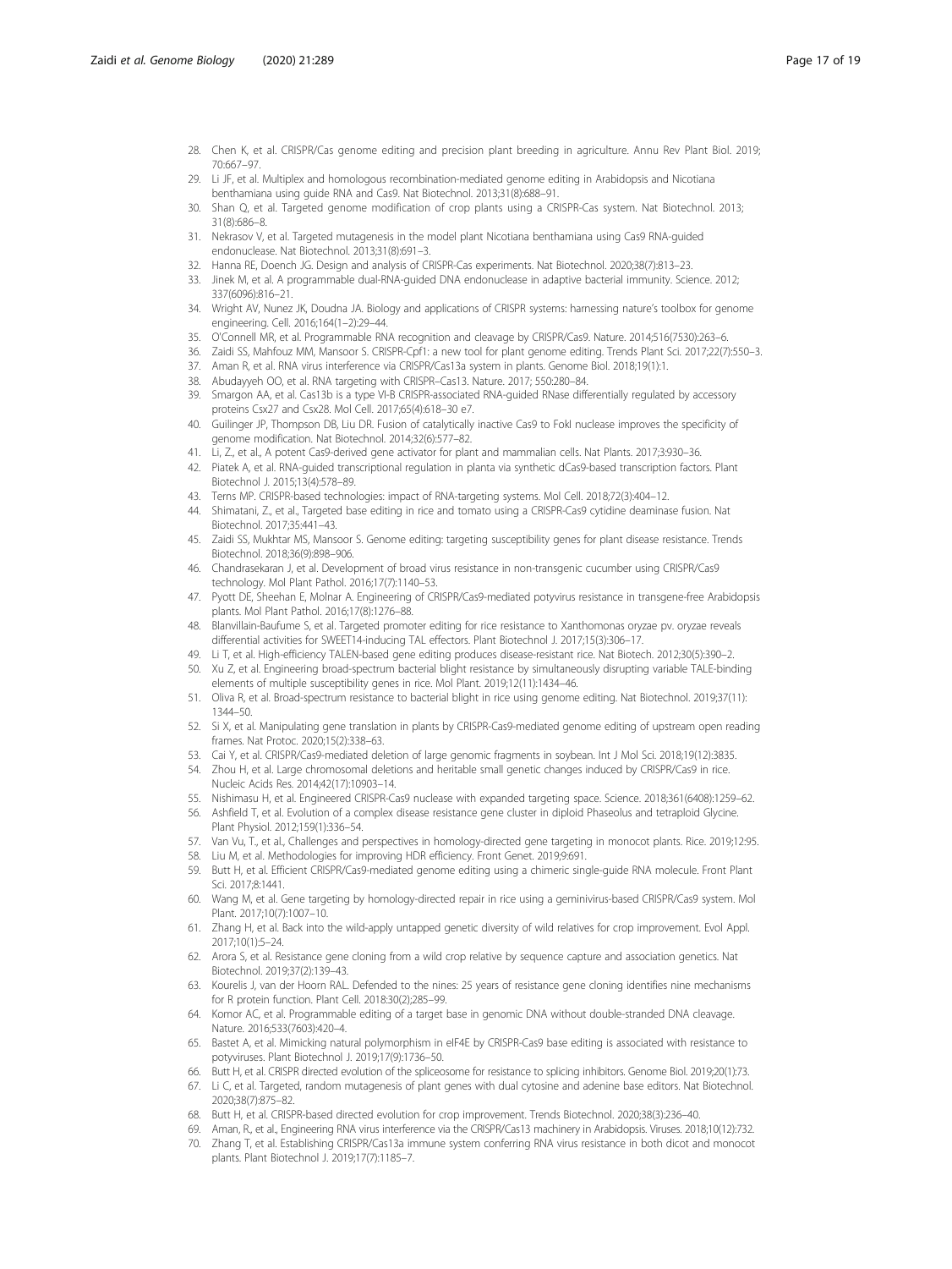28. Chen K, et al. CRISPR/Cas genome editing and precision plant breeding in agriculture. Annu Rev Plant Biol. 2019; 70:667–97.
29. Li JF, et al. Multiplex and homologous recombination-mediated genome editing in Arabidopsis and Nicotiana benthamiana using guide RNA and Cas9. Nat Biotechnol. 2013;31(8):688–91.
30. Shan Q, et al. Targeted genome modification of crop plants using a CRISPR-Cas system. Nat Biotechnol. 2013; 31(8):686–8.
31. Nekrasov V, et al. Targeted mutagenesis in the model plant Nicotiana benthamiana using Cas9 RNA-guided endonuclease. Nat Biotechnol. 2013;31(8):691–3.
32. Hanna RE, Doench JG. Design and analysis of CRISPR-Cas experiments. Nat Biotechnol. 2020;38(7):813–23.
33. Jinek M, et al. A programmable dual-RNA-guided DNA endonuclease in adaptive bacterial immunity. Science. 2012; 337(6096):816–21.
34. Wright AV, Nunez JK, Doudna JA. Biology and applications of CRISPR systems: harnessing nature's toolbox for genome engineering. Cell. 2016;164(1–2):29–44.
35. O'Connell MR, et al. Programmable RNA recognition and cleavage by CRISPR/Cas9. Nature. 2014;516(7530):263–6.
36. Zaidi SS, Mahfouz MM, Mansoor S. CRISPR-Cpf1: a new tool for plant genome editing. Trends Plant Sci. 2017;22(7):550–3.
37. Aman R, et al. RNA virus interference via CRISPR/Cas13a system in plants. Genome Biol. 2018;19(1):1.
38. Abudayyeh OO, et al. RNA targeting with CRISPR–Cas13. Nature. 2017; 550:280–84.
39. Smargon AA, et al. Cas13b is a type VI-B CRISPR-associated RNA-guided RNase differentially regulated by accessory proteins Csx27 and Csx28. Mol Cell. 2017;65(4):618–30 e7.
40. Guilinger JP, Thompson DB, Liu DR. Fusion of catalytically inactive Cas9 to FokI nuclease improves the specificity of genome modification. Nat Biotechnol. 2014;32(6):577–82.
41. Li, Z., et al., A potent Cas9-derived gene activator for plant and mammalian cells. Nat Plants. 2017;3:930–36.
42. Piatek A, et al. RNA-guided transcriptional regulation in planta via synthetic dCas9-based transcription factors. Plant Biotechnol J. 2015;13(4):578–89.
43. Terns MP. CRISPR-based technologies: impact of RNA-targeting systems. Mol Cell. 2018;72(3):404–12.
44. Shimatani, Z., et al., Targeted base editing in rice and tomato using a CRISPR-Cas9 cytidine deaminase fusion. Nat Biotechnol. 2017;35:441–43.
45. Zaidi SS, Mukhtar MS, Mansoor S. Genome editing: targeting susceptibility genes for plant disease resistance. Trends Biotechnol. 2018;36(9):898–906.
46. Chandrasekaran J, et al. Development of broad virus resistance in non-transgenic cucumber using CRISPR/Cas9 technology. Mol Plant Pathol. 2016;17(7):1140–53.
47. Pyott DE, Sheehan E, Molnar A. Engineering of CRISPR/Cas9-mediated potyvirus resistance in transgene-free Arabidopsis plants. Mol Plant Pathol. 2016;17(8):1276–88.
48. Blanvillain-Baufume S, et al. Targeted promoter editing for rice resistance to Xanthomonas oryzae pv. oryzae reveals differential activities for SWEET14-inducing TAL effectors. Plant Biotechnol J. 2017;15(3):306–17.
49. Li T, et al. High-efficiency TALEN-based gene editing produces disease-resistant rice. Nat Biotech. 2012;30(5):390–2.
50. Xu Z, et al. Engineering broad-spectrum bacterial blight resistance by simultaneously disrupting variable TALE-binding elements of multiple susceptibility genes in rice. Mol Plant. 2019;12(11):1434–46.
51. Oliva R, et al. Broad-spectrum resistance to bacterial blight in rice using genome editing. Nat Biotechnol. 2019;37(11): 1344–50.
52. Si X, et al. Manipulating gene translation in plants by CRISPR-Cas9-mediated genome editing of upstream open reading frames. Nat Protoc. 2020;15(2):338–63.
53. Cai Y, et al. CRISPR/Cas9-mediated deletion of large genomic fragments in soybean. Int J Mol Sci. 2018;19(12):3835.
54. Zhou H, et al. Large chromosomal deletions and heritable small genetic changes induced by CRISPR/Cas9 in rice. Nucleic Acids Res. 2014;42(17):10903–14.
55. Nishimasu H, et al. Engineered CRISPR-Cas9 nuclease with expanded targeting space. Science. 2018;361(6408):1259–62.
56. Ashfield T, et al. Evolution of a complex disease resistance gene cluster in diploid Phaseolus and tetraploid Glycine. Plant Physiol. 2012;159(1):336–54.
57. Van Vu, T., et al., Challenges and perspectives in homology-directed gene targeting in monocot plants. Rice. 2019;12:95.
58. Liu M, et al. Methodologies for improving HDR efficiency. Front Genet. 2019;9:691.
59. Butt H, et al. Efficient CRISPR/Cas9-mediated genome editing using a chimeric single-guide RNA molecule. Front Plant Sci. 2017;8:1441.
60. Wang M, et al. Gene targeting by homology-directed repair in rice using a geminivirus-based CRISPR/Cas9 system. Mol Plant. 2017;10(7):1007–10.
61. Zhang H, et al. Back into the wild-apply untapped genetic diversity of wild relatives for crop improvement. Evol Appl. 2017;10(1):5–24.
62. Arora S, et al. Resistance gene cloning from a wild crop relative by sequence capture and association genetics. Nat Biotechnol. 2019;37(2):139–43.
63. Kourelis J, van der Hoorn RAL. Defended to the nines: 25 years of resistance gene cloning identifies nine mechanisms for R protein function. Plant Cell. 2018:30(2);285–99.
64. Komor AC, et al. Programmable editing of a target base in genomic DNA without double-stranded DNA cleavage. Nature. 2016;533(7603):420–4.
65. Bastet A, et al. Mimicking natural polymorphism in eIF4E by CRISPR-Cas9 base editing is associated with resistance to potyviruses. Plant Biotechnol J. 2019;17(9):1736–50.
66. Butt H, et al. CRISPR directed evolution of the spliceosome for resistance to splicing inhibitors. Genome Biol. 2019;20(1):73.
67. Li C, et al. Targeted, random mutagenesis of plant genes with dual cytosine and adenine base editors. Nat Biotechnol. 2020;38(7):875–82.
68. Butt H, et al. CRISPR-based directed evolution for crop improvement. Trends Biotechnol. 2020;38(3):236–40.
69. Aman, R., et al., Engineering RNA virus interference via the CRISPR/Cas13 machinery in Arabidopsis. Viruses. 2018;10(12):732.
70. Zhang T, et al. Establishing CRISPR/Cas13a immune system conferring RNA virus resistance in both dicot and monocot plants. Plant Biotechnol J. 2019;17(7):1185–7.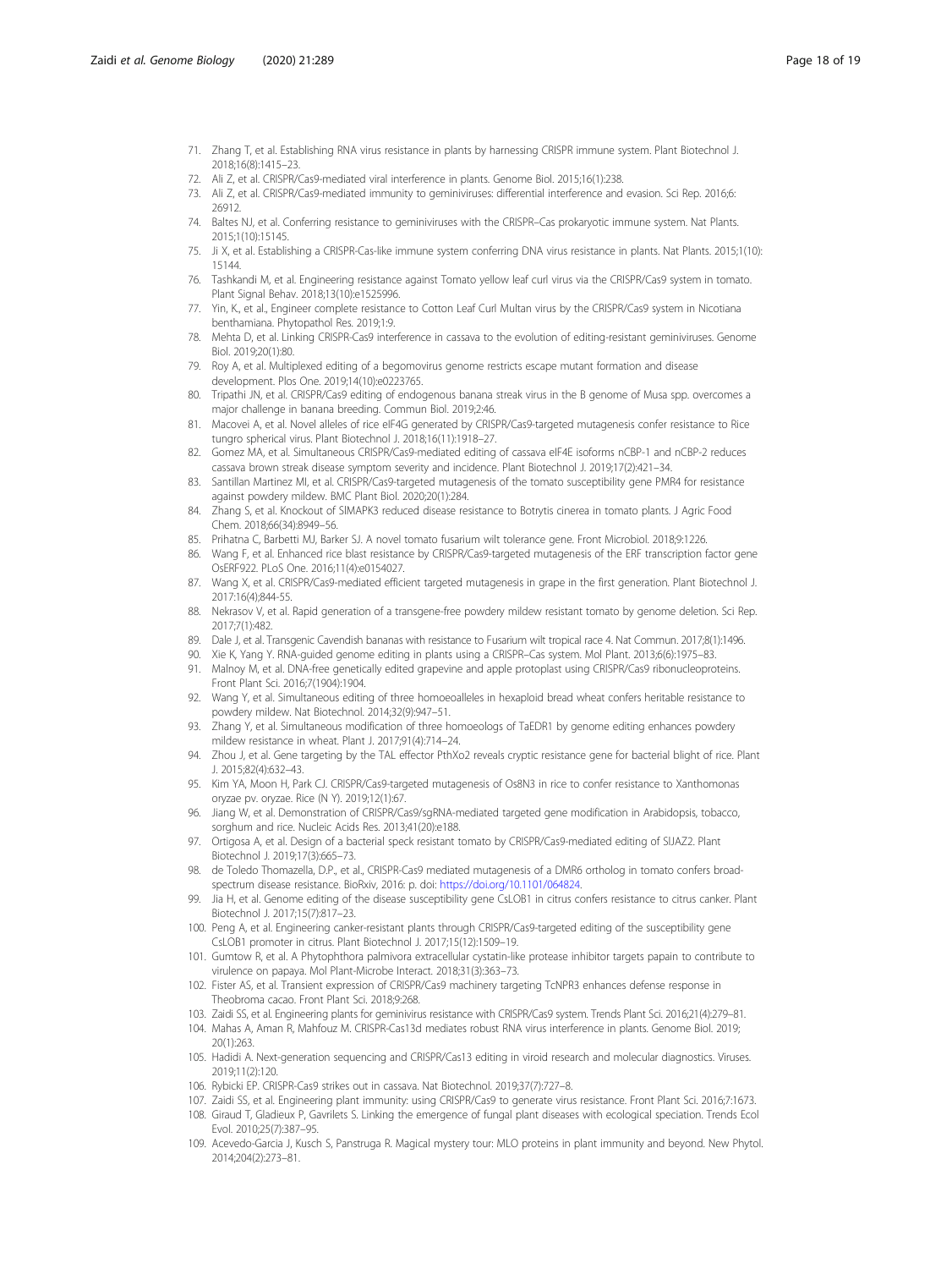71. Zhang T, et al. Establishing RNA virus resistance in plants by harnessing CRISPR immune system. Plant Biotechnol J. 2018;16(8):1415–23.
72. Ali Z, et al. CRISPR/Cas9-mediated viral interference in plants. Genome Biol. 2015;16(1):238.
73. Ali Z, et al. CRISPR/Cas9-mediated immunity to geminiviruses: differential interference and evasion. Sci Rep. 2016;6: 26912.
74. Baltes NJ, et al. Conferring resistance to geminiviruses with the CRISPR–Cas prokaryotic immune system. Nat Plants. 2015;1(10):15145.
75. Ji X, et al. Establishing a CRISPR-Cas-like immune system conferring DNA virus resistance in plants. Nat Plants. 2015;1(10): 15144.
76. Tashkandi M, et al. Engineering resistance against Tomato yellow leaf curl virus via the CRISPR/Cas9 system in tomato. Plant Signal Behav. 2018;13(10):e1525996.
77. Yin, K., et al., Engineer complete resistance to Cotton Leaf Curl Multan virus by the CRISPR/Cas9 system in Nicotiana benthamiana. Phytopathol Res. 2019;1:9.
78. Mehta D, et al. Linking CRISPR-Cas9 interference in cassava to the evolution of editing-resistant geminiviruses. Genome Biol. 2019;20(1):80.
79. Roy A, et al. Multiplexed editing of a begomovirus genome restricts escape mutant formation and disease development. Plos One. 2019;14(10):e0223765.
80. Tripathi JN, et al. CRISPR/Cas9 editing of endogenous banana streak virus in the B genome of Musa spp. overcomes a major challenge in banana breeding. Commun Biol. 2019;2:46.
81. Macovei A, et al. Novel alleles of rice eIF4G generated by CRISPR/Cas9-targeted mutagenesis confer resistance to Rice tungro spherical virus. Plant Biotechnol J. 2018;16(11):1918–27.
82. Gomez MA, et al. Simultaneous CRISPR/Cas9-mediated editing of cassava eIF4E isoforms nCBP-1 and nCBP-2 reduces cassava brown streak disease symptom severity and incidence. Plant Biotechnol J. 2019;17(2):421–34.
83. Santillan Martinez MI, et al. CRISPR/Cas9-targeted mutagenesis of the tomato susceptibility gene PMR4 for resistance against powdery mildew. BMC Plant Biol. 2020;20(1):284.
84. Zhang S, et al. Knockout of SlMAPK3 reduced disease resistance to Botrytis cinerea in tomato plants. J Agric Food Chem. 2018;66(34):8949–56.
85. Prihatna C, Barbetti MJ, Barker SJ. A novel tomato fusarium wilt tolerance gene. Front Microbiol. 2018;9:1226.
86. Wang F, et al. Enhanced rice blast resistance by CRISPR/Cas9-targeted mutagenesis of the ERF transcription factor gene OsERF922. PLoS One. 2016;11(4):e0154027.
87. Wang X, et al. CRISPR/Cas9-mediated efficient targeted mutagenesis in grape in the first generation. Plant Biotechnol J. 2017:16(4);844-55.
88. Nekrasov V, et al. Rapid generation of a transgene-free powdery mildew resistant tomato by genome deletion. Sci Rep. 2017;7(1):482.
89. Dale J, et al. Transgenic Cavendish bananas with resistance to Fusarium wilt tropical race 4. Nat Commun. 2017;8(1):1496.
90. Xie K, Yang Y. RNA-guided genome editing in plants using a CRISPR–Cas system. Mol Plant. 2013;6(6):1975–83.
91. Malnoy M, et al. DNA-free genetically edited grapevine and apple protoplast using CRISPR/Cas9 ribonucleoproteins. Front Plant Sci. 2016;7(1904):1904.
92. Wang Y, et al. Simultaneous editing of three homoeoalleles in hexaploid bread wheat confers heritable resistance to powdery mildew. Nat Biotechnol. 2014;32(9):947–51.
93. Zhang Y, et al. Simultaneous modification of three homoeologs of TaEDR1 by genome editing enhances powdery mildew resistance in wheat. Plant J. 2017;91(4):714–24.
94. Zhou J, et al. Gene targeting by the TAL effector PthXo2 reveals cryptic resistance gene for bacterial blight of rice. Plant J. 2015;82(4):632–43.
95. Kim YA, Moon H, Park CJ. CRISPR/Cas9-targeted mutagenesis of Os8N3 in rice to confer resistance to Xanthomonas oryzae pv. oryzae. Rice (N Y). 2019;12(1):67.
96. Jiang W, et al. Demonstration of CRISPR/Cas9/sgRNA-mediated targeted gene modification in Arabidopsis, tobacco, sorghum and rice. Nucleic Acids Res. 2013;41(20):e188.
97. Ortigosa A, et al. Design of a bacterial speck resistant tomato by CRISPR/Cas9-mediated editing of SlJAZ2. Plant Biotechnol J. 2019;17(3):665–73.
98. de Toledo Thomazella, D.P., et al., CRISPR-Cas9 mediated mutagenesis of a DMR6 ortholog in tomato confers broad-spectrum disease resistance. BioRxiv, 2016: p. doi: https://doi.org/10.1101/064824.
99. Jia H, et al. Genome editing of the disease susceptibility gene CsLOB1 in citrus confers resistance to citrus canker. Plant Biotechnol J. 2017;15(7):817–23.
100. Peng A, et al. Engineering canker-resistant plants through CRISPR/Cas9-targeted editing of the susceptibility gene CsLOB1 promoter in citrus. Plant Biotechnol J. 2017;15(12):1509–19.
101. Gumtow R, et al. A Phytophthora palmivora extracellular cystatin-like protease inhibitor targets papain to contribute to virulence on papaya. Mol Plant-Microbe Interact. 2018;31(3):363–73.
102. Fister AS, et al. Transient expression of CRISPR/Cas9 machinery targeting TcNPR3 enhances defense response in Theobroma cacao. Front Plant Sci. 2018;9:268.
103. Zaidi SS, et al. Engineering plants for geminivirus resistance with CRISPR/Cas9 system. Trends Plant Sci. 2016;21(4):279–81.
104. Mahas A, Aman R, Mahfouz M. CRISPR-Cas13d mediates robust RNA virus interference in plants. Genome Biol. 2019; 20(1):263.
105. Hadidi A. Next-generation sequencing and CRISPR/Cas13 editing in viroid research and molecular diagnostics. Viruses. 2019;11(2):120.
106. Rybicki EP. CRISPR-Cas9 strikes out in cassava. Nat Biotechnol. 2019;37(7):727–8.
107. Zaidi SS, et al. Engineering plant immunity: using CRISPR/Cas9 to generate virus resistance. Front Plant Sci. 2016;7:1673.
108. Giraud T, Gladieux P, Gavrilets S. Linking the emergence of fungal plant diseases with ecological speciation. Trends Ecol Evol. 2010;25(7):387–95.
109. Acevedo-Garcia J, Kusch S, Panstruga R. Magical mystery tour: MLO proteins in plant immunity and beyond. New Phytol. 2014;204(2):273–81.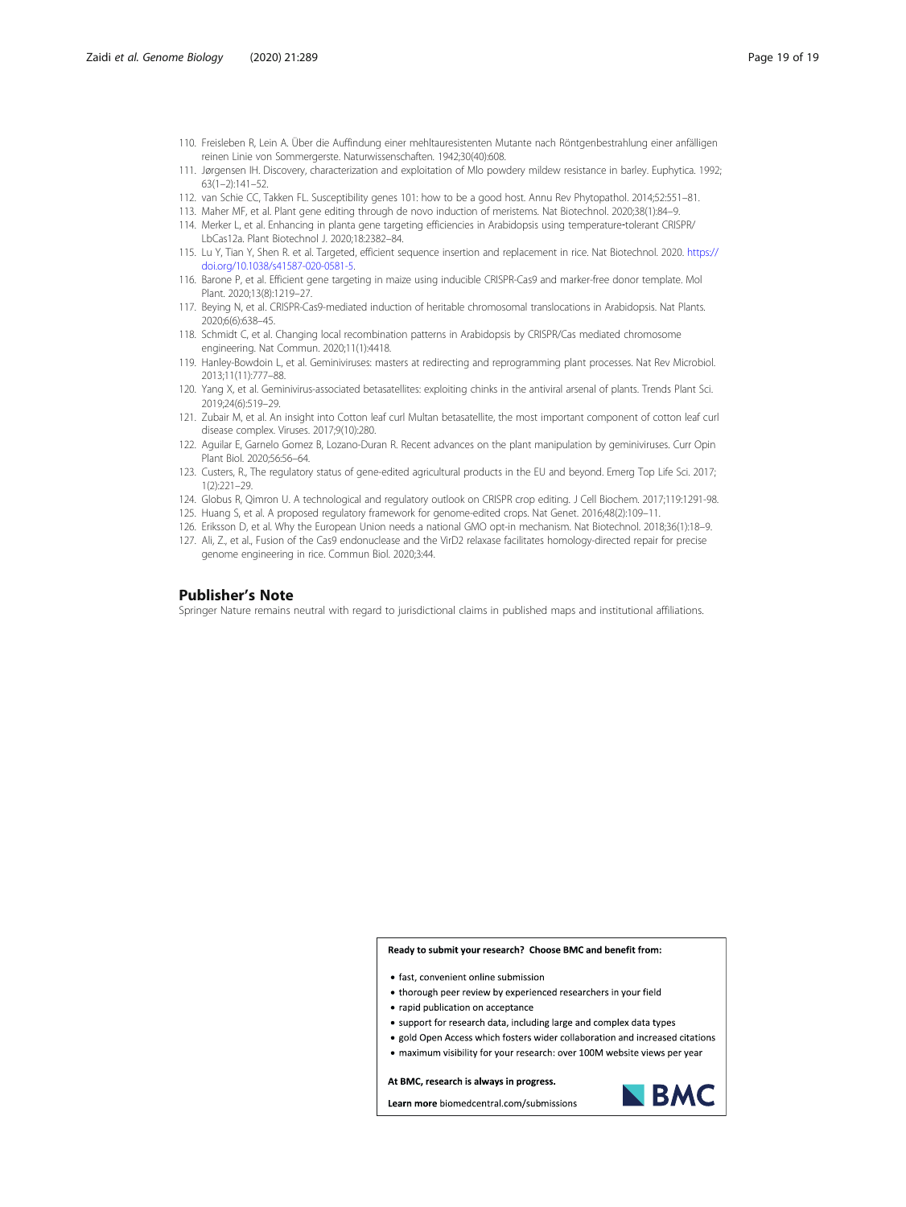110. Freisleben R, Lein A. Über die Auffindung einer mehltauresistenten Mutante nach Röntgenbestrahlung einer anfälligen reinen Linie von Sommergerste. Naturwissenschaften. 1942;30(40):608.
111. Jørgensen IH. Discovery, characterization and exploitation of Mlo powdery mildew resistance in barley. Euphytica. 1992; 63(1–2):141–52.
112. van Schie CC, Takken FL. Susceptibility genes 101: how to be a good host. Annu Rev Phytopathol. 2014;52:551–81.
113. Maher MF, et al. Plant gene editing through de novo induction of meristems. Nat Biotechnol. 2020;38(1):84–9.
114. Merker L, et al. Enhancing in planta gene targeting efficiencies in Arabidopsis using temperature-tolerant CRISPR/ LbCas12a. Plant Biotechnol J. 2020;18:2382–84.
115. Lu Y, Tian Y, Shen R. et al. Targeted, efficient sequence insertion and replacement in rice. Nat Biotechnol. 2020. https://doi.org/10.1038/s41587-020-0581-5.
116. Barone P, et al. Efficient gene targeting in maize using inducible CRISPR-Cas9 and marker-free donor template. Mol Plant. 2020;13(8):1219–27.
117. Beying N, et al. CRISPR-Cas9-mediated induction of heritable chromosomal translocations in Arabidopsis. Nat Plants. 2020;6(6):638–45.
118. Schmidt C, et al. Changing local recombination patterns in Arabidopsis by CRISPR/Cas mediated chromosome engineering. Nat Commun. 2020;11(1):4418.
119. Hanley-Bowdoin L, et al. Geminiviruses: masters at redirecting and reprogramming plant processes. Nat Rev Microbiol. 2013;11(11):777–88.
120. Yang X, et al. Geminivirus-associated betasatellites: exploiting chinks in the antiviral arsenal of plants. Trends Plant Sci. 2019;24(6):519–29.
121. Zubair M, et al. An insight into Cotton leaf curl Multan betasatellite, the most important component of cotton leaf curl disease complex. Viruses. 2017;9(10):280.
122. Aguilar E, Garnelo Gomez B, Lozano-Duran R. Recent advances on the plant manipulation by geminiviruses. Curr Opin Plant Biol. 2020;56:56–64.
123. Custers, R., The regulatory status of gene-edited agricultural products in the EU and beyond. Emerg Top Life Sci. 2017; 1(2):221–29.
124. Globus R, Qimron U. A technological and regulatory outlook on CRISPR crop editing. J Cell Biochem. 2017;119:1291-98.
125. Huang S, et al. A proposed regulatory framework for genome-edited crops. Nat Genet. 2016;48(2):109–11.
126. Eriksson D, et al. Why the European Union needs a national GMO opt-in mechanism. Nat Biotechnol. 2018;36(1):18–9.
127. Ali, Z., et al., Fusion of the Cas9 endonuclease and the VirD2 relaxase facilitates homology-directed repair for precise genome engineering in rice. Commun Biol. 2020;3:44.

## Publisher's Note

Springer Nature remains neutral with regard to jurisdictional claims in published maps and institutional affiliations.

**Ready to submit your research? Choose BMC and benefit from:**

- fast, convenient online submission
- thorough peer review by experienced researchers in your field
- rapid publication on acceptance
- support for research data, including large and complex data types
- gold Open Access which fosters wider collaboration and increased citations
- maximum visibility for your research: over 100M website views per year

**At BMC, research is always in progress.**

**Learn more** biomedcentral.com/submissions

BMC